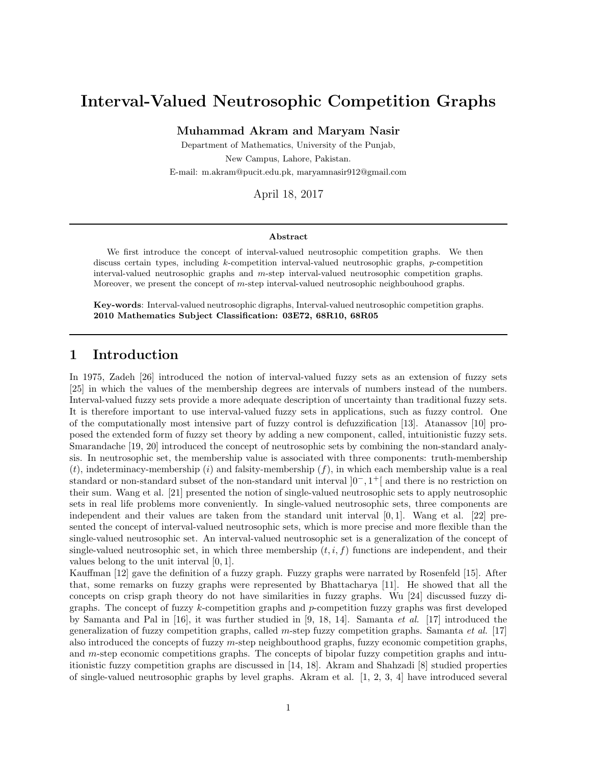# Interval-Valued Neutrosophic Competition Graphs

**Muhammad Akram and Maryam Nasir**

Department of Mathematics, University of the Punjab,

New Campus, Lahore, Pakistan.

E-mail: m.akram@pucit.edu.pk, maryamnasir912@gmail.com

April 18, 2017

**Abstract**

We first introduce the concept of interval-valued neutrosophic competition graphs. We then discuss certain types, including $k$-competition interval-valued neutrosophic graphs, $p$-competition interval-valued neutrosophic graphs and $m$-step interval-valued neutrosophic competition graphs. Moreover, we present the concept of $m$-step interval-valued neutrosophic neighbouhood graphs.

**Key-words**: Interval-valued neutrosophic digraphs, Interval-valued neutrosophic competition graphs.
**2010 Mathematics Subject Classification: 03E72, 68R10, 68R05**

## 1 Introduction

In 1975, Zadeh [26] introduced the notion of interval-valued fuzzy sets as an extension of fuzzy sets [25] in which the values of the membership degrees are intervals of numbers instead of the numbers. Interval-valued fuzzy sets provide a more adequate description of uncertainty than traditional fuzzy sets. It is therefore important to use interval-valued fuzzy sets in applications, such as fuzzy control. One of the computationally most intensive part of fuzzy control is defuzzification [13]. Atanassov [10] proposed the extended form of fuzzy set theory by adding a new component, called, intuitionistic fuzzy sets. Smarandache [19, 20] introduced the concept of neutrosophic sets by combining the non-standard analysis. In neutrosophic set, the membership value is associated with three components: truth-membership ($t$), indeterminacy-membership ($i$) and falsity-membership ($f$), in which each membership value is a real standard or non-standard subset of the non-standard unit interval $]0^-, 1^+[$ and there is no restriction on their sum. Wang et al. [21] presented the notion of single-valued neutrosophic sets to apply neutrosophic sets in real life problems more conveniently. In single-valued neutrosophic sets, three components are independent and their values are taken from the standard unit interval $[0, 1]$. Wang et al. [22] presented the concept of interval-valued neutrosophic sets, which is more precise and more flexible than the single-valued neutrosophic set. An interval-valued neutrosophic set is a generalization of the concept of single-valued neutrosophic set, in which three membership $(t, i, f)$ functions are independent, and their values belong to the unit interval $[0, 1]$.

Kauffman [12] gave the definition of a fuzzy graph. Fuzzy graphs were narrated by Rosenfeld [15]. After that, some remarks on fuzzy graphs were represented by Bhattacharya [11]. He showed that all the concepts on crisp graph theory do not have similarities in fuzzy graphs. Wu [24] discussed fuzzy digraphs. The concept of fuzzy $k$-competition graphs and $p$-competition fuzzy graphs was first developed by Samanta and Pal in [16], it was further studied in [9, 18, 14]. Samanta *et al.* [17] introduced the generalization of fuzzy competition graphs, called $m$-step fuzzy competition graphs. Samanta *et al.* [17] also introduced the concepts of fuzzy $m$-step neighbouthood graphs, fuzzy economic competition graphs, and $m$-step economic competitions graphs. The concepts of bipolar fuzzy competition graphs and intuitionistic fuzzy competition graphs are discussed in [14, 18]. Akram and Shahzadi [8] studied properties of single-valued neutrosophic graphs by level graphs. Akram et al. [1, 2, 3, 4] have introduced several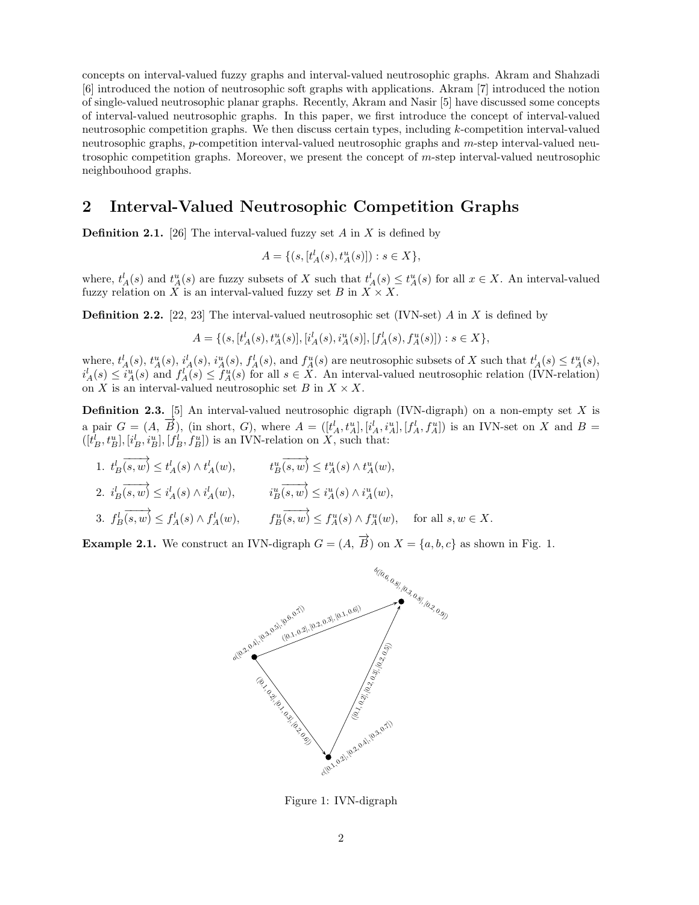concepts on interval-valued fuzzy graphs and interval-valued neutrosophic graphs. Akram and Shahzadi [6] introduced the notion of neutrosophic soft graphs with applications. Akram [7] introduced the notion of single-valued neutrosophic planar graphs. Recently, Akram and Nasir [5] have discussed some concepts of interval-valued neutrosophic graphs. In this paper, we first introduce the concept of interval-valued neutrosophic competition graphs. We then discuss certain types, including $k$-competition interval-valued neutrosophic graphs, $p$-competition interval-valued neutrosophic graphs and $m$-step interval-valued neutrosophic competition graphs. Moreover, we present the concept of $m$-step interval-valued neutrosophic neighbouhood graphs.

## 2 Interval-Valued Neutrosophic Competition Graphs

**Definition 2.1.** [26] The interval-valued fuzzy set $A$ in $X$ is defined by

$$A = \{(s, [t^l_A(s), t^u_A(s)]) : s \in X\},$$

where, $t^l_A(s)$ and $t^u_A(s)$ are fuzzy subsets of $X$ such that $t^l_A(s) \leq t^u_A(s)$ for all $x \in X$. An interval-valued fuzzy relation on $X$ is an interval-valued fuzzy set $B$ in $X \times X$.

**Definition 2.2.** [22, 23] The interval-valued neutrosophic set (IVN-set) $A$ in $X$ is defined by

$$A = \{(s, [t^l_A(s), t^u_A(s)], [i^l_A(s), i^u_A(s)], [f^l_A(s), f^u_A(s)]) : s \in X\},$$

where, $t^l_A(s)$, $t^u_A(s)$, $i^l_A(s)$, $i^u_A(s)$, $f^l_A(s)$, and $f^u_A(s)$ are neutrosophic subsets of $X$ such that $t^l_A(s) \leq t^u_A(s)$, $i^l_A(s) \leq i^u_A(s)$ and $f^l_A(s) \leq f^u_A(s)$ for all $s \in X$. An interval-valued neutrosophic relation (IVN-relation) on $X$ is an interval-valued neutrosophic set $B$ in $X \times X$.

**Definition 2.3.** [5] An interval-valued neutrosophic digraph (IVN-digraph) on a non-empty set $X$ is a pair $G = (A, \overrightarrow{B})$, (in short, $G$), where $A = ([t^l_A, t^u_A], [i^l_A, i^u_A], [f^l_A, f^u_A])$ is an IVN-set on $X$ and $B = ([t^l_B, t^u_B], [i^l_B, i^u_B], [f^l_B, f^u_B])$ is an IVN-relation on $X$, such that:

1. $t^l_B\overrightarrow{(s, w)} \leq t^l_A(s) \wedge t^l_A(w), \qquad t^u_B\overrightarrow{(s, w)} \leq t^u_A(s) \wedge t^u_A(w),$
2. $i^l_B\overrightarrow{(s, w)} \leq i^l_A(s) \wedge i^l_A(w), \qquad i^u_B\overrightarrow{(s, w)} \leq i^u_A(s) \wedge i^u_A(w),$
3. $f^l_B\overrightarrow{(s, w)} \leq f^l_A(s) \wedge f^l_A(w), \qquad f^u_B\overrightarrow{(s, w)} \leq f^u_A(s) \wedge f^u_A(w), \quad$ for all $s, w \in X$.

**Example 2.1.** We construct an IVN-digraph $G = (A, \overrightarrow{B})$ on $X = \{a, b, c\}$ as shown in Fig. 1.

Figure 1: IVN-digraph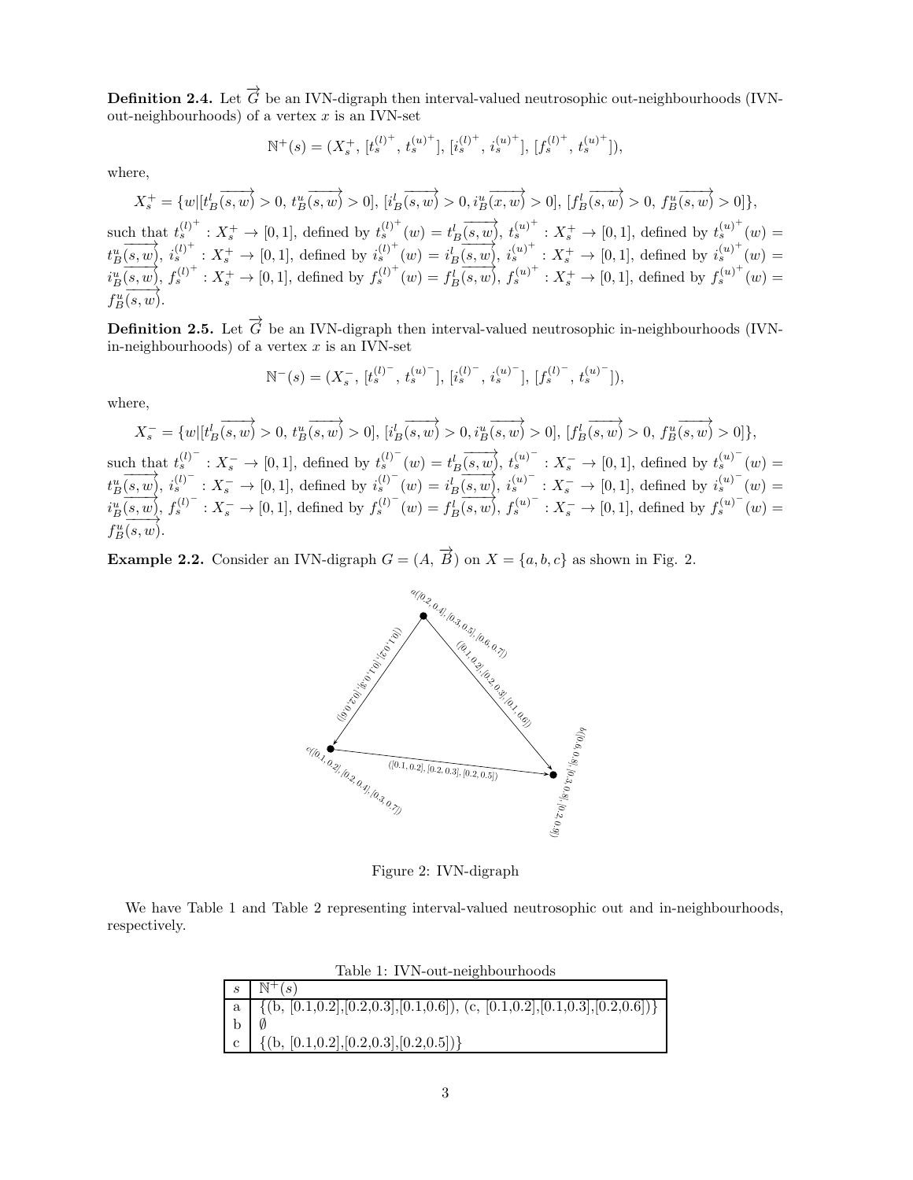**Definition 2.4.** Let $\overrightarrow{G}$ be an IVN-digraph then interval-valued neutrosophic out-neighbourhoods (IVN-out-neighbourhoods) of a vertex $x$ is an IVN-set

$$\mathbb{N}^+(s) = (X_s^+,\ [t_s^{(l)^+},\ t_s^{(u)^+}],\ [i_s^{(l)^+},\ i_s^{(u)^+}],\ [f_s^{(l)^+},\ t_s^{(u)^+}]),$$

where,

$$X_s^+ = \{w|[t_B^l\overrightarrow{(s,w)} > 0,\ t_B^u\overrightarrow{(s,w)} > 0],\ [i_B^l\overrightarrow{(s,w)} > 0, i_B^u\overrightarrow{(x,w)} > 0],\ [f_B^l\overrightarrow{(s,w)} > 0,\ f_B^u\overrightarrow{(s,w)} > 0]\},$$

such that $t_s^{(l)^+} : X_s^+ \to [0,1]$, defined by $t_s^{(l)^+}(w) = t_B^l\overrightarrow{(s,w)}$, $t_s^{(u)^+} : X_s^+ \to [0,1]$, defined by $t_s^{(u)^+}(w) = t_B^u\overrightarrow{(s,w)}$, $i_s^{(l)^+} : X_s^+ \to [0,1]$, defined by $i_s^{(l)^+}(w) = i_B^l\overrightarrow{(s,w)}$, $i_s^{(u)^+} : X_s^+ \to [0,1]$, defined by $i_s^{(u)^+}(w) = i_B^u\overrightarrow{(s,w)}$, $f_s^{(l)^+} : X_s^+ \to [0,1]$, defined by $f_s^{(l)^+}(w) = f_B^l\overrightarrow{(s,w)}$, $f_s^{(u)^+} : X_s^+ \to [0,1]$, defined by $f_s^{(u)^+}(w) = f_B^u\overrightarrow{(s,w)}$.

**Definition 2.5.** Let $\overrightarrow{G}$ be an IVN-digraph then interval-valued neutrosophic in-neighbourhoods (IVN-in-neighbourhoods) of a vertex $x$ is an IVN-set

$$\mathbb{N}^-(s) = (X_s^-,\ [t_s^{(l)^-},\ t_s^{(u)^-}],\ [i_s^{(l)^-},\ i_s^{(u)^-}],\ [f_s^{(l)^-},\ t_s^{(u)^-}]),$$

where,

$$X_s^- = \{w|[t_B^l\overrightarrow{(s,w)} > 0,\ t_B^u\overrightarrow{(s,w)} > 0],\ [i_B^l\overrightarrow{(s,w)} > 0, i_B^u\overrightarrow{(s,w)} > 0],\ [f_B^l\overrightarrow{(s,w)} > 0,\ f_B^u\overrightarrow{(s,w)} > 0]\},$$

such that $t_s^{(l)^-} : X_s^- \to [0,1]$, defined by $t_s^{(l)^-}(w) = t_B^l\overrightarrow{(s,w)}$, $t_s^{(u)^-} : X_s^- \to [0,1]$, defined by $t_s^{(u)^-}(w) = t_B^u\overrightarrow{(s,w)}$, $i_s^{(l)^-} : X_s^- \to [0,1]$, defined by $i_s^{(l)^-}(w) = i_B^l\overrightarrow{(s,w)}$, $i_s^{(u)^-} : X_s^- \to [0,1]$, defined by $i_s^{(u)^-}(w) = i_B^u\overrightarrow{(s,w)}$, $f_s^{(l)^-} : X_s^- \to [0,1]$, defined by $f_s^{(l)^-}(w) = f_B^l\overrightarrow{(s,w)}$, $f_s^{(u)^-} : X_s^- \to [0,1]$, defined by $f_s^{(u)^-}(w) = f_B^u\overrightarrow{(s,w)}$.

**Example 2.2.** Consider an IVN-digraph $G = (A,\ \overrightarrow{B})$ on $X = \{a, b, c\}$ as shown in Fig. 2.

Figure 2: IVN-digraph

We have Table 1 and Table 2 representing interval-valued neutrosophic out and in-neighbourhoods, respectively.

Table 1: IVN-out-neighbourhoods

| $s$ | $\mathbb{N}^+(s)$ |
|---|---|
| a | {(b, [0.1,0.2],[0.2,0.3],[0.1,0.6]), (c, [0.1,0.2],[0.1,0.3],[0.2,0.6])} |
| b | $\emptyset$ |
| c | {(b, [0.1,0.2],[0.2,0.3],[0.2,0.5])} |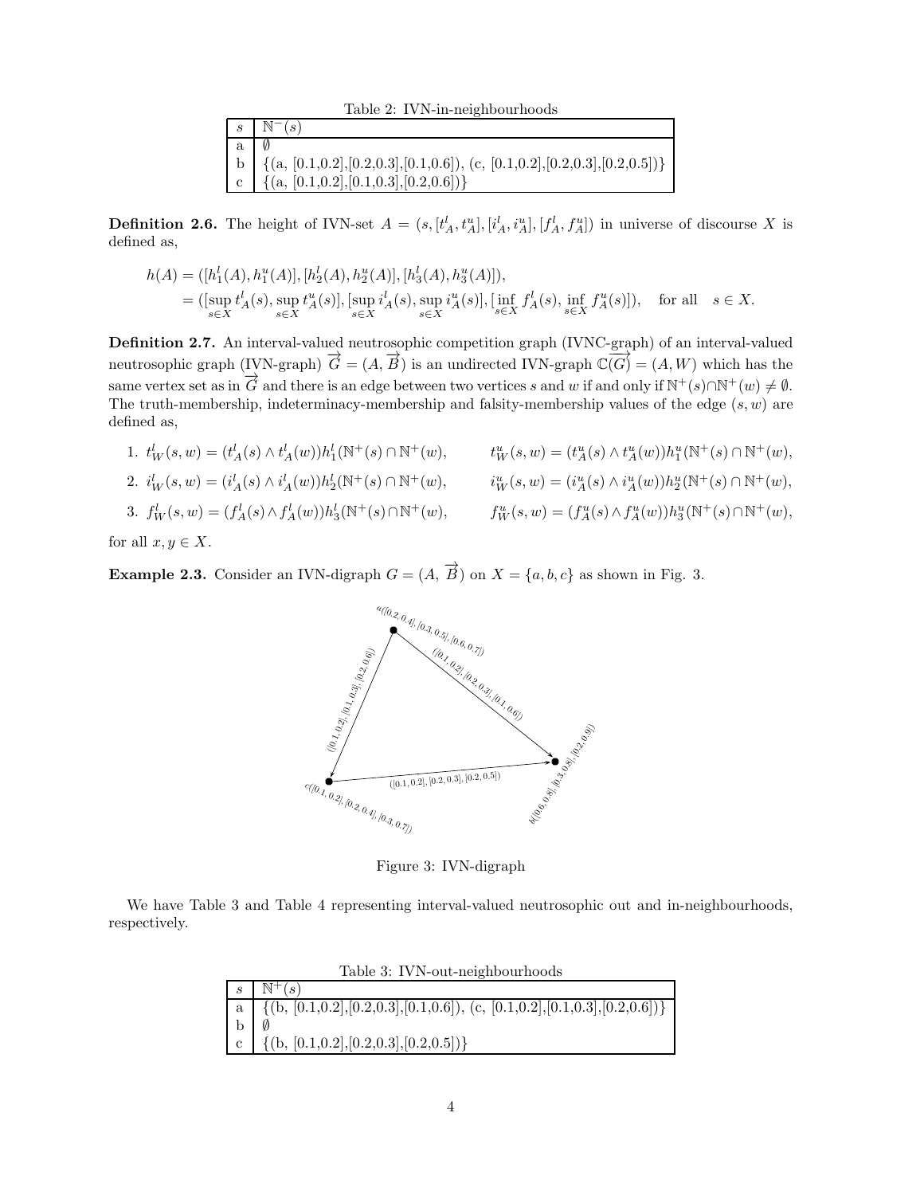Table 2: IVN-in-neighbourhoods

| $s$ | $\mathbb{N}^-(s)$ |
|---|---|
| a | $\emptyset$ |
| b | {(a, [0.1,0.2],[0.2,0.3],[0.1,0.6]), (c, [0.1,0.2],[0.2,0.3],[0.2,0.5])} |
| c | {(a, [0.1,0.2],[0.1,0.3],[0.2,0.6])} |

**Definition 2.6.** The height of IVN-set $A = (s, [t_A^l, t_A^u], [i_A^l, i_A^u], [f_A^l, f_A^u])$ in universe of discourse $X$ is defined as,

$$
\begin{aligned}
h(A) &= ([h_1^l(A), h_1^u(A)], [h_2^l(A), h_2^u(A)], [h_3^l(A), h_3^u(A)]), \\
&= ([\sup_{s \in X} t_A^l(s), \sup_{s \in X} t_A^u(s)], [\sup_{s \in X} i_A^l(s), \sup_{s \in X} i_A^u(s)], [\inf_{s \in X} f_A^l(s), \inf_{s \in X} f_A^u(s)]), \quad \text{for all} \quad s \in X.
\end{aligned}
$$

**Definition 2.7.** An interval-valued neutrosophic competition graph (IVNC-graph) of an interval-valued neutrosophic graph (IVN-graph) $\overrightarrow{G} = (A, \overrightarrow{B})$ is an undirected IVN-graph $\mathbb{C}(\overrightarrow{G}) = (A, W)$ which has the same vertex set as in $\overrightarrow{G}$ and there is an edge between two vertices $s$ and $w$ if and only if $\mathbb{N}^+(s) \cap \mathbb{N}^+(w) \neq \emptyset$. The truth-membership, indeterminacy-membership and falsity-membership values of the edge $(s, w)$ are defined as,

1. $t_W^l(s, w) = (t_A^l(s) \wedge t_A^l(w)) h_1^l(\mathbb{N}^+(s) \cap \mathbb{N}^+(w)$, $\quad t_W^u(s, w) = (t_A^u(s) \wedge t_A^u(w)) h_1^u(\mathbb{N}^+(s) \cap \mathbb{N}^+(w)$,
2. $i_W^l(s, w) = (i_A^l(s) \wedge i_A^l(w)) h_2^l(\mathbb{N}^+(s) \cap \mathbb{N}^+(w)$, $\quad i_W^u(s, w) = (i_A^u(s) \wedge i_A^u(w)) h_2^u(\mathbb{N}^+(s) \cap \mathbb{N}^+(w)$,
3. $f_W^l(s, w) = (f_A^l(s) \wedge f_A^l(w)) h_3^l(\mathbb{N}^+(s) \cap \mathbb{N}^+(w)$, $\quad f_W^u(s, w) = (f_A^u(s) \wedge f_A^u(w)) h_3^u(\mathbb{N}^+(s) \cap \mathbb{N}^+(w)$,

for all $x, y \in X$.

**Example 2.3.** Consider an IVN-digraph $G = (A, \overrightarrow{B})$ on $X = \{a, b, c\}$ as shown in Fig. 3.

Figure 3: IVN-digraph

We have Table 3 and Table 4 representing interval-valued neutrosophic out and in-neighbourhoods, respectively.

Table 3: IVN-out-neighbourhoods

| $s$ | $\mathbb{N}^+(s)$ |
|---|---|
| a | {(b, [0.1,0.2],[0.2,0.3],[0.1,0.6]), (c, [0.1,0.2],[0.1,0.3],[0.2,0.6])} |
| b | $\emptyset$ |
| c | {(b, [0.1,0.2],[0.2,0.3],[0.2,0.5])} |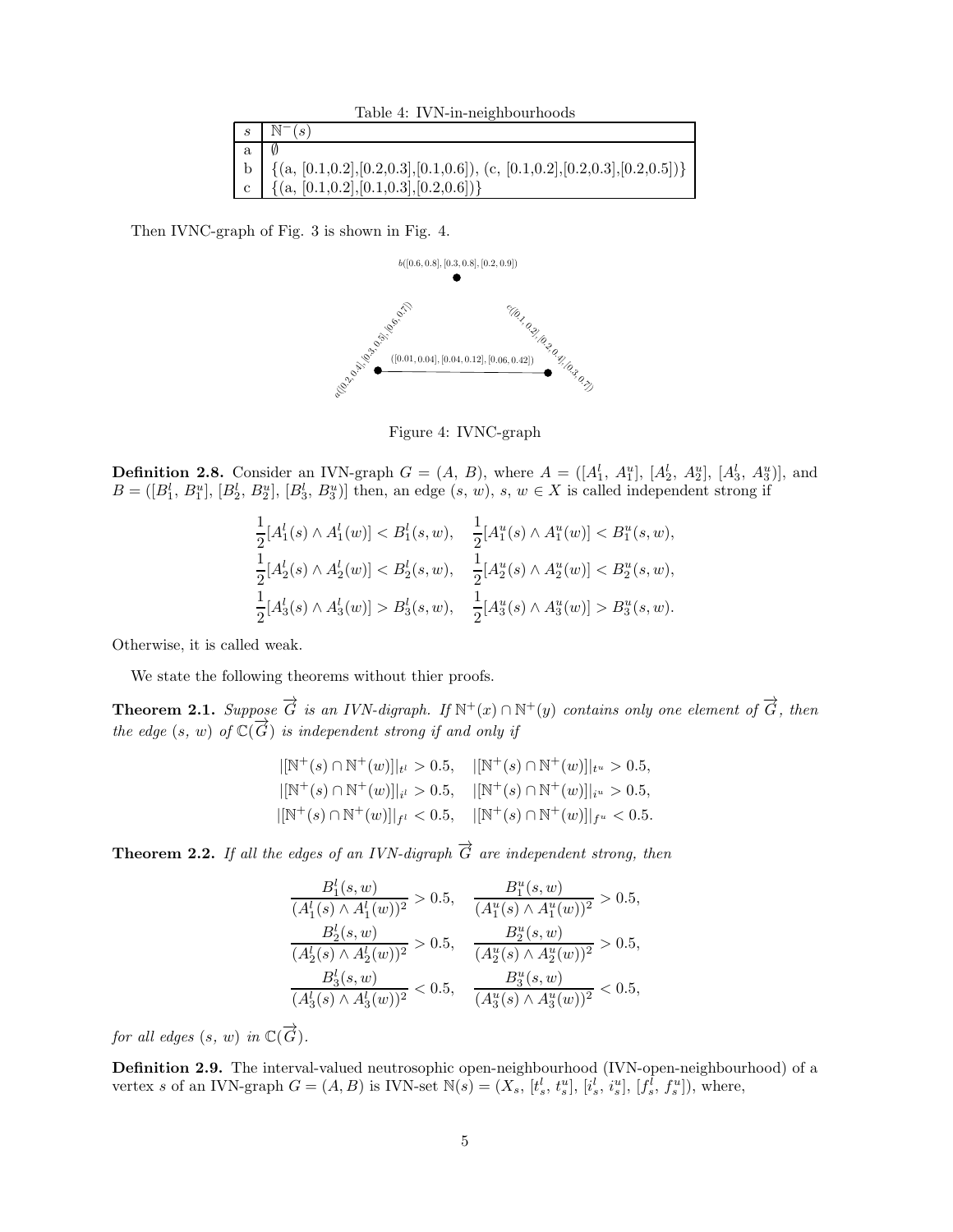Table 4: IVN-in-neighbourhoods

| $s$ | $\mathbb{N}^-(s)$ |
|---|---|
| a | $\emptyset$ |
| b | {(a, [0.1,0.2],[0.2,0.3],[0.1,0.6]), (c, [0.1,0.2],[0.2,0.3],[0.2,0.5])} |
| c | {(a, [0.1,0.2],[0.1,0.3],[0.2,0.6])} |

Then IVNC-graph of Fig. 3 is shown in Fig. 4.

b([0.6, 0.8], [0.3, 0.8], [0.2, 0.9])

a([0.2, 0.4], [0.3, 0.5], [0.6, 0.7])

c([0.1, 0.2], [0.2, 0.4], [0.3, 0.7])

([0.01, 0.04], [0.04, 0.12], [0.06, 0.42])

Figure 4: IVNC-graph

**Definition 2.8.** Consider an IVN-graph $G = (A, B)$, where $A = ([A_1^l, A_1^u], [A_2^l, A_2^u], [A_3^l, A_3^u)]$, and $B = ([B_1^l, B_1^u], [B_2^l, B_2^u], [B_3^l, B_3^u)]$ then, an edge $(s, w)$, $s, w \in X$ is called independent strong if

$$\frac{1}{2}[A_1^l(s) \wedge A_1^l(w)] < B_1^l(s, w), \quad \frac{1}{2}[A_1^u(s) \wedge A_1^u(w)] < B_1^u(s, w),$$
$$\frac{1}{2}[A_2^l(s) \wedge A_2^l(w)] < B_2^l(s, w), \quad \frac{1}{2}[A_2^u(s) \wedge A_2^u(w)] < B_2^u(s, w),$$
$$\frac{1}{2}[A_3^l(s) \wedge A_3^l(w)] > B_3^l(s, w), \quad \frac{1}{2}[A_3^u(s) \wedge A_3^u(w)] > B_3^u(s, w).$$

Otherwise, it is called weak.

We state the following theorems without thier proofs.

**Theorem 2.1.** *Suppose $\overrightarrow{G}$ is an IVN-digraph. If $\mathbb{N}^+(x) \cap \mathbb{N}^+(y)$ contains only one element of $\overrightarrow{G}$, then the edge $(s, w)$ of $\mathbb{C}(\overrightarrow{G})$ is independent strong if and only if*

$$|[\mathbb{N}^+(s) \cap \mathbb{N}^+(w)]|_{t^l} > 0.5, \quad |[\mathbb{N}^+(s) \cap \mathbb{N}^+(w)]|_{t^u} > 0.5,$$
$$|[\mathbb{N}^+(s) \cap \mathbb{N}^+(w)]|_{i^l} > 0.5, \quad |[\mathbb{N}^+(s) \cap \mathbb{N}^+(w)]|_{i^u} > 0.5,$$
$$|[\mathbb{N}^+(s) \cap \mathbb{N}^+(w)]|_{f^l} < 0.5, \quad |[\mathbb{N}^+(s) \cap \mathbb{N}^+(w)]|_{f^u} < 0.5.$$

**Theorem 2.2.** *If all the edges of an IVN-digraph $\overrightarrow{G}$ are independent strong, then*

$$\frac{B_1^l(s, w)}{(A_1^l(s) \wedge A_1^l(w))^2} > 0.5, \quad \frac{B_1^u(s, w)}{(A_1^u(s) \wedge A_1^u(w))^2} > 0.5,$$
$$\frac{B_2^l(s, w)}{(A_2^l(s) \wedge A_2^l(w))^2} > 0.5, \quad \frac{B_2^u(s, w)}{(A_2^u(s) \wedge A_2^u(w))^2} > 0.5,$$
$$\frac{B_3^l(s, w)}{(A_3^l(s) \wedge A_3^l(w))^2} < 0.5, \quad \frac{B_3^u(s, w)}{(A_3^u(s) \wedge A_3^u(w))^2} < 0.5,$$

*for all edges $(s, w)$ in $\mathbb{C}(\overrightarrow{G})$.*

**Definition 2.9.** The interval-valued neutrosophic open-neighbourhood (IVN-open-neighbourhood) of a vertex $s$ of an IVN-graph $G = (A, B)$ is IVN-set $\mathbb{N}(s) = (X_s, [t_s^l, t_s^u], [i_s^l, i_s^u], [f_s^l, f_s^u])$, where,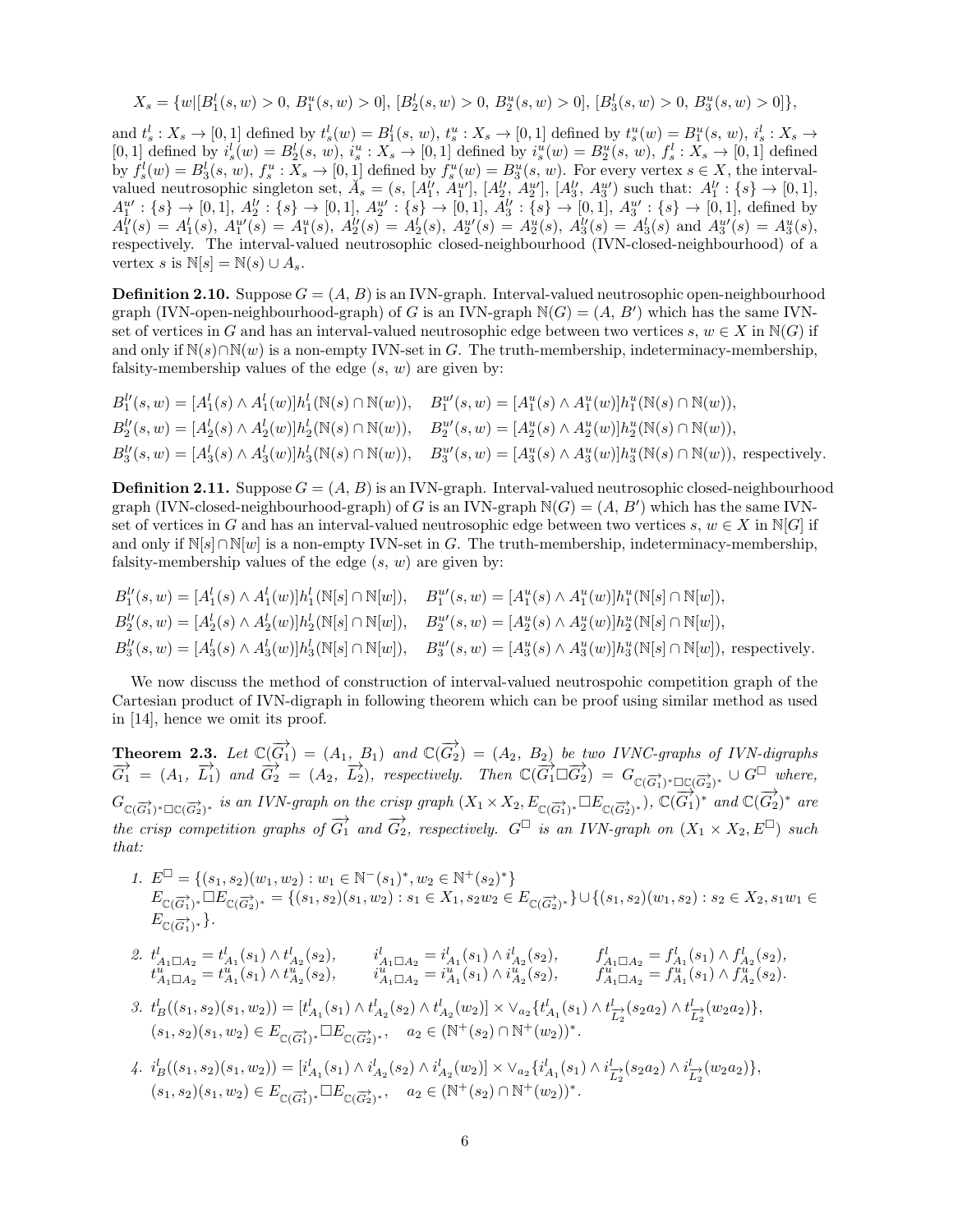$$X_s = \{w | [B_1^l(s, w) > 0,\ B_1^u(s, w) > 0],\ [B_2^l(s, w) > 0,\ B_2^u(s, w) > 0],\ [B_3^l(s, w) > 0,\ B_3^u(s, w) > 0]\},$$

and $t_s^l : X_s \to [0, 1]$ defined by $t_s^l(w) = B_1^l(s,\ w)$, $t_s^u : X_s \to [0, 1]$ defined by $t_s^u(w) = B_1^u(s,\ w)$, $i_s^l : X_s \to [0, 1]$ defined by $i_s^l(w) = B_2^l(s,\ w)$, $i_s^u : X_s \to [0, 1]$ defined by $i_s^u(w) = B_2^u(s,\ w)$, $f_s^l : X_s \to [0, 1]$ defined by $f_s^l(w) = B_3^l(s,\ w)$, $f_s^u : X_s \to [0, 1]$ defined by $f_s^u(w) = B_3^u(s,\ w)$. For every vertex $s \in X$, the interval-valued neutrosophic singleton set, $\breve{A}_s = (s,\ [A_1^{l\prime},\ A_1^{u\prime}],\ [A_2^{l\prime},\ A_2^{u\prime}],\ [A_3^{l\prime},\ A_3^{u\prime}])$ such that: $A_1^{l\prime} : \{s\} \to [0, 1]$, $A_1^{u\prime} : \{s\} \to [0, 1]$, $A_2^{l\prime} : \{s\} \to [0, 1]$, $A_2^{u\prime} : \{s\} \to [0, 1]$, $A_3^{l\prime} : \{s\} \to [0, 1]$, $A_3^{u\prime} : \{s\} \to [0, 1]$, defined by $A_1^{l\prime}(s) = A_1^l(s)$, $A_1^{u\prime}(s) = A_1^u(s)$, $A_2^{l\prime}(s) = A_2^l(s)$, $A_2^{u\prime}(s) = A_2^u(s)$, $A_3^{l\prime}(s) = A_3^l(s)$ and $A_3^{u\prime}(s) = A_3^u(s)$, respectively. The interval-valued neutrosophic closed-neighbourhood (IVN-closed-neighbourhood) of a vertex $s$ is $\mathbb{N}[s] = \mathbb{N}(s) \cup A_s$.

**Definition 2.10.** Suppose $G = (A,\ B)$ is an IVN-graph. Interval-valued neutrosophic open-neighbourhood graph (IVN-open-neighbourhood-graph) of $G$ is an IVN-graph $\mathbb{N}(G) = (A,\ B')$ which has the same IVN-set of vertices in $G$ and has an interval-valued neutrosophic edge between two vertices $s,\ w \in X$ in $\mathbb{N}(G)$ if and only if $\mathbb{N}(s) \cap \mathbb{N}(w)$ is a non-empty IVN-set in $G$. The truth-membership, indeterminacy-membership, falsity-membership values of the edge $(s,\ w)$ are given by:

$$B_1^{l\prime}(s, w) = [A_1^l(s) \wedge A_1^l(w)] h_1^l(\mathbb{N}(s) \cap \mathbb{N}(w)), \quad B_1^{u\prime}(s, w) = [A_1^u(s) \wedge A_1^u(w)] h_1^u(\mathbb{N}(s) \cap \mathbb{N}(w)),$$
$$B_2^{l\prime}(s, w) = [A_2^l(s) \wedge A_2^l(w)] h_2^l(\mathbb{N}(s) \cap \mathbb{N}(w)), \quad B_2^{u\prime}(s, w) = [A_2^u(s) \wedge A_2^u(w)] h_2^u(\mathbb{N}(s) \cap \mathbb{N}(w)),$$
$$B_3^{l\prime}(s, w) = [A_3^l(s) \wedge A_3^l(w)] h_3^l(\mathbb{N}(s) \cap \mathbb{N}(w)), \quad B_3^{u\prime}(s, w) = [A_3^u(s) \wedge A_3^u(w)] h_3^u(\mathbb{N}(s) \cap \mathbb{N}(w)), \text{ respectively.}$$

**Definition 2.11.** Suppose $G = (A,\ B)$ is an IVN-graph. Interval-valued neutrosophic closed-neighbourhood graph (IVN-closed-neighbourhood-graph) of $G$ is an IVN-graph $\mathbb{N}(G) = (A,\ B')$ which has the same IVN-set of vertices in $G$ and has an interval-valued neutrosophic edge between two vertices $s,\ w \in X$ in $\mathbb{N}[G]$ if and only if $\mathbb{N}[s] \cap \mathbb{N}[w]$ is a non-empty IVN-set in $G$. The truth-membership, indeterminacy-membership, falsity-membership values of the edge $(s,\ w)$ are given by:

$$B_1^{l\prime}(s, w) = [A_1^l(s) \wedge A_1^l(w)] h_1^l(\mathbb{N}[s] \cap \mathbb{N}[w]), \quad B_1^{u\prime}(s, w) = [A_1^u(s) \wedge A_1^u(w)] h_1^u(\mathbb{N}[s] \cap \mathbb{N}[w]),$$
$$B_2^{l\prime}(s, w) = [A_2^l(s) \wedge A_2^l(w)] h_2^l(\mathbb{N}[s] \cap \mathbb{N}[w]), \quad B_2^{u\prime}(s, w) = [A_2^u(s) \wedge A_2^u(w)] h_2^u(\mathbb{N}[s] \cap \mathbb{N}[w]),$$
$$B_3^{l\prime}(s, w) = [A_3^l(s) \wedge A_3^l(w)] h_3^l(\mathbb{N}[s] \cap \mathbb{N}[w]), \quad B_3^{u\prime}(s, w) = [A_3^u(s) \wedge A_3^u(w)] h_3^u(\mathbb{N}[s] \cap \mathbb{N}[w]), \text{ respectively.}$$

We now discuss the method of construction of interval-valued neutrospohic competition graph of the Cartesian product of IVN-digraph in following theorem which can be proof using similar method as used in [14], hence we omit its proof.

**Theorem 2.3.** *Let $\mathbb{C}(\overrightarrow{G_1}) = (A_1,\ B_1)$ and $\mathbb{C}(\overrightarrow{G_2}) = (A_2,\ B_2)$ be two IVNC-graphs of IVN-digraphs $\overrightarrow{G_1} = (A_1,\ \overrightarrow{L_1})$ and $\overrightarrow{G_2} = (A_2,\ \overrightarrow{L_2})$, respectively. Then $\mathbb{C}(\overrightarrow{G_1} \Box \overrightarrow{G_2}) = G_{\mathbb{C}(\overrightarrow{G_1})^* \Box \mathbb{C}(\overrightarrow{G_2})^*} \cup G^{\Box}$ where, $G_{\mathbb{C}(\overrightarrow{G_1})^* \Box \mathbb{C}(\overrightarrow{G_2})^*}$ is an IVN-graph on the crisp graph $(X_1 \times X_2, E_{\mathbb{C}(\overrightarrow{G_1})^*} \Box E_{\mathbb{C}(\overrightarrow{G_2})^*})$, $\mathbb{C}(\overrightarrow{G_1})^*$ and $\mathbb{C}(\overrightarrow{G_2})^*$ are the crisp competition graphs of $\overrightarrow{G_1}$ and $\overrightarrow{G_2}$, respectively. $G^{\Box}$ is an IVN-graph on $(X_1 \times X_2, E^{\Box})$ such that:*

1. $E^{\Box} = \{(s_1, s_2)(w_1, w_2) : w_1 \in \mathbb{N}^-(s_1)^*, w_2 \in \mathbb{N}^+(s_2)^*\}$
   $E_{\mathbb{C}(\overrightarrow{G_1})^*} \Box E_{\mathbb{C}(\overrightarrow{G_2})^*} = \{(s_1, s_2)(s_1, w_2) : s_1 \in X_1, s_2 w_2 \in E_{\mathbb{C}(\overrightarrow{G_2})^*}\} \cup \{(s_1, s_2)(w_1, s_2) : s_2 \in X_2, s_1 w_1 \in E_{\mathbb{C}(\overrightarrow{G_1})^*}\}$.

2. $t^l_{A_1 \Box A_2} = t^l_{A_1}(s_1) \wedge t^l_{A_2}(s_2), \quad i^l_{A_1 \Box A_2} = i^l_{A_1}(s_1) \wedge i^l_{A_2}(s_2), \quad f^l_{A_1 \Box A_2} = f^l_{A_1}(s_1) \wedge f^l_{A_2}(s_2),$
   $t^u_{A_1 \Box A_2} = t^u_{A_1}(s_1) \wedge t^u_{A_2}(s_2), \quad i^u_{A_1 \Box A_2} = i^u_{A_1}(s_1) \wedge i^u_{A_2}(s_2), \quad f^u_{A_1 \Box A_2} = f^u_{A_1}(s_1) \wedge f^u_{A_2}(s_2).$

3. $t^l_B((s_1, s_2)(s_1, w_2)) = [t^l_{A_1}(s_1) \wedge t^l_{A_2}(s_2) \wedge t^l_{A_2}(w_2)] \times \vee_{a_2}\{t^l_{A_1}(s_1) \wedge t^l_{\overrightarrow{L_2}}(s_2 a_2) \wedge t^l_{\overrightarrow{L_2}}(w_2 a_2)\}$,
   $(s_1, s_2)(s_1, w_2) \in E_{\mathbb{C}(\overrightarrow{G_1})^*} \Box E_{\mathbb{C}(\overrightarrow{G_2})^*}, \quad a_2 \in (\mathbb{N}^+(s_2) \cap \mathbb{N}^+(w_2))^*$.

4. $i^l_B((s_1, s_2)(s_1, w_2)) = [i^l_{A_1}(s_1) \wedge i^l_{A_2}(s_2) \wedge i^l_{A_2}(w_2)] \times \vee_{a_2}\{i^l_{A_1}(s_1) \wedge i^l_{\overrightarrow{L_2}}(s_2 a_2) \wedge i^l_{\overrightarrow{L_2}}(w_2 a_2)\}$,
   $(s_1, s_2)(s_1, w_2) \in E_{\mathbb{C}(\overrightarrow{G_1})^*} \Box E_{\mathbb{C}(\overrightarrow{G_2})^*}, \quad a_2 \in (\mathbb{N}^+(s_2) \cap \mathbb{N}^+(w_2))^*$.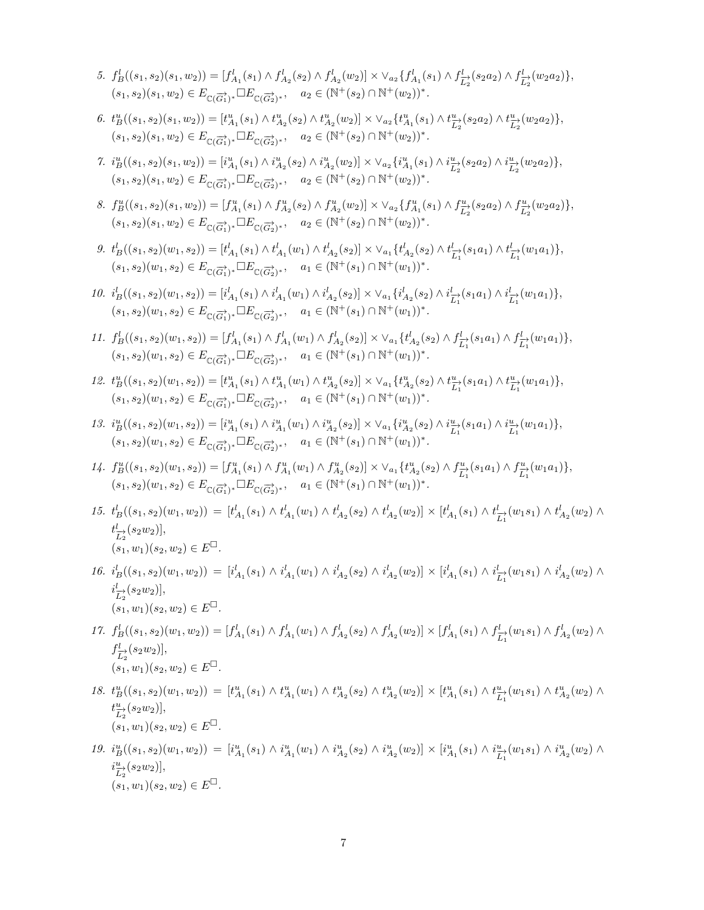5. $f^l_B((s_1,s_2)(s_1,w_2)) = [f^l_{A_1}(s_1) \wedge f^l_{A_2}(s_2) \wedge f^l_{A_2}(w_2)] \times \vee_{a_2}\{f^l_{A_1}(s_1) \wedge f^l_{\overrightarrow{L_2}}(s_2a_2) \wedge f^l_{\overrightarrow{L_2}}(w_2a_2)\}$,
$(s_1,s_2)(s_1,w_2) \in E_{\mathbb{C}(\overrightarrow{G_1})^*} \square E_{\mathbb{C}(\overrightarrow{G_2})^*}$, $\quad a_2 \in (\mathbb{N}^+(s_2) \cap \mathbb{N}^+(w_2))^*$.

6. $t^u_B((s_1,s_2)(s_1,w_2)) = [t^u_{A_1}(s_1) \wedge t^u_{A_2}(s_2) \wedge t^u_{A_2}(w_2)] \times \vee_{a_2}\{t^u_{A_1}(s_1) \wedge t^u_{\overrightarrow{L_2}}(s_2a_2) \wedge t^u_{\overrightarrow{L_2}}(w_2a_2)\}$,
$(s_1,s_2)(s_1,w_2) \in E_{\mathbb{C}(\overrightarrow{G_1})^*} \square E_{\mathbb{C}(\overrightarrow{G_2})^*}$, $\quad a_2 \in (\mathbb{N}^+(s_2) \cap \mathbb{N}^+(w_2))^*$.

7. $i^u_B((s_1,s_2)(s_1,w_2)) = [i^u_{A_1}(s_1) \wedge i^u_{A_2}(s_2) \wedge i^u_{A_2}(w_2)] \times \vee_{a_2}\{i^u_{A_1}(s_1) \wedge i^u_{\overrightarrow{L_2}}(s_2a_2) \wedge i^u_{\overrightarrow{L_2}}(w_2a_2)\}$,
$(s_1,s_2)(s_1,w_2) \in E_{\mathbb{C}(\overrightarrow{G_1})^*} \square E_{\mathbb{C}(\overrightarrow{G_2})^*}$, $\quad a_2 \in (\mathbb{N}^+(s_2) \cap \mathbb{N}^+(w_2))^*$.

8. $f^u_B((s_1,s_2)(s_1,w_2)) = [f^u_{A_1}(s_1) \wedge f^u_{A_2}(s_2) \wedge f^u_{A_2}(w_2)] \times \vee_{a_2}\{f^u_{A_1}(s_1) \wedge f^u_{\overrightarrow{L_2}}(s_2a_2) \wedge f^u_{\overrightarrow{L_2}}(w_2a_2)\}$,
$(s_1,s_2)(s_1,w_2) \in E_{\mathbb{C}(\overrightarrow{G_1})^*} \square E_{\mathbb{C}(\overrightarrow{G_2})^*}$, $\quad a_2 \in (\mathbb{N}^+(s_2) \cap \mathbb{N}^+(w_2))^*$.

9. $t^l_B((s_1,s_2)(w_1,s_2)) = [t^l_{A_1}(s_1) \wedge t^l_{A_1}(w_1) \wedge t^l_{A_2}(s_2)] \times \vee_{a_1}\{t^l_{A_2}(s_2) \wedge t^l_{\overrightarrow{L_1}}(s_1a_1) \wedge t^l_{\overrightarrow{L_1}}(w_1a_1)\}$,
$(s_1,s_2)(w_1,s_2) \in E_{\mathbb{C}(\overrightarrow{G_1})^*} \square E_{\mathbb{C}(\overrightarrow{G_2})^*}$, $\quad a_1 \in (\mathbb{N}^+(s_1) \cap \mathbb{N}^+(w_1))^*$.

10. $i^l_B((s_1,s_2)(w_1,s_2)) = [i^l_{A_1}(s_1) \wedge i^l_{A_1}(w_1) \wedge i^l_{A_2}(s_2)] \times \vee_{a_1}\{i^l_{A_2}(s_2) \wedge i^l_{\overrightarrow{L_1}}(s_1a_1) \wedge i^l_{\overrightarrow{L_1}}(w_1a_1)\}$,
$(s_1,s_2)(w_1,s_2) \in E_{\mathbb{C}(\overrightarrow{G_1})^*} \square E_{\mathbb{C}(\overrightarrow{G_2})^*}$, $\quad a_1 \in (\mathbb{N}^+(s_1) \cap \mathbb{N}^+(w_1))^*$.

11. $f^l_B((s_1,s_2)(w_1,s_2)) = [f^l_{A_1}(s_1) \wedge f^l_{A_1}(w_1) \wedge f^l_{A_2}(s_2)] \times \vee_{a_1}\{t^l_{A_2}(s_2) \wedge f^l_{\overrightarrow{L_1}}(s_1a_1) \wedge f^l_{\overrightarrow{L_1}}(w_1a_1)\}$,
$(s_1,s_2)(w_1,s_2) \in E_{\mathbb{C}(\overrightarrow{G_1})^*} \square E_{\mathbb{C}(\overrightarrow{G_2})^*}$, $\quad a_1 \in (\mathbb{N}^+(s_1) \cap \mathbb{N}^+(w_1))^*$.

12. $t^u_B((s_1,s_2)(w_1,s_2)) = [t^u_{A_1}(s_1) \wedge t^u_{A_1}(w_1) \wedge t^u_{A_2}(s_2)] \times \vee_{a_1}\{t^u_{A_2}(s_2) \wedge t^u_{\overrightarrow{L_1}}(s_1a_1) \wedge t^u_{\overrightarrow{L_1}}(w_1a_1)\}$,
$(s_1,s_2)(w_1,s_2) \in E_{\mathbb{C}(\overrightarrow{G_1})^*} \square E_{\mathbb{C}(\overrightarrow{G_2})^*}$, $\quad a_1 \in (\mathbb{N}^+(s_1) \cap \mathbb{N}^+(w_1))^*$.

13. $i^u_B((s_1,s_2)(w_1,s_2)) = [i^u_{A_1}(s_1) \wedge i^u_{A_1}(w_1) \wedge i^u_{A_2}(s_2)] \times \vee_{a_1}\{i^u_{A_2}(s_2) \wedge i^u_{\overrightarrow{L_1}}(s_1a_1) \wedge i^u_{\overrightarrow{L_1}}(w_1a_1)\}$,
$(s_1,s_2)(w_1,s_2) \in E_{\mathbb{C}(\overrightarrow{G_1})^*} \square E_{\mathbb{C}(\overrightarrow{G_2})^*}$, $\quad a_1 \in (\mathbb{N}^+(s_1) \cap \mathbb{N}^+(w_1))^*$.

14. $f^u_B((s_1,s_2)(w_1,s_2)) = [f^u_{A_1}(s_1) \wedge f^u_{A_1}(w_1) \wedge f^u_{A_2}(s_2)] \times \vee_{a_1}\{t^u_{A_2}(s_2) \wedge f^u_{\overrightarrow{L_1}}(s_1a_1) \wedge f^u_{\overrightarrow{L_1}}(w_1a_1)\}$,
$(s_1,s_2)(w_1,s_2) \in E_{\mathbb{C}(\overrightarrow{G_1})^*} \square E_{\mathbb{C}(\overrightarrow{G_2})^*}$, $\quad a_1 \in (\mathbb{N}^+(s_1) \cap \mathbb{N}^+(w_1))^*$.

15. $t^l_B((s_1,s_2)(w_1,w_2)) = [t^l_{A_1}(s_1) \wedge t^l_{A_1}(w_1) \wedge t^l_{A_2}(s_2) \wedge t^l_{A_2}(w_2)] \times [t^l_{A_1}(s_1) \wedge t^l_{\overrightarrow{L_1}}(w_1s_1) \wedge t^l_{A_2}(w_2) \wedge t^l_{\overrightarrow{L_2}}(s_2w_2)]$,
$(s_1,w_1)(s_2,w_2) \in E^{\square}$.

16. $i^l_B((s_1,s_2)(w_1,w_2)) = [i^l_{A_1}(s_1) \wedge i^l_{A_1}(w_1) \wedge i^l_{A_2}(s_2) \wedge i^l_{A_2}(w_2)] \times [i^l_{A_1}(s_1) \wedge i^l_{\overrightarrow{L_1}}(w_1s_1) \wedge i^l_{A_2}(w_2) \wedge i^l_{\overrightarrow{L_2}}(s_2w_2)]$,
$(s_1,w_1)(s_2,w_2) \in E^{\square}$.

17. $f^l_B((s_1,s_2)(w_1,w_2)) = [f^l_{A_1}(s_1) \wedge f^l_{A_1}(w_1) \wedge f^l_{A_2}(s_2) \wedge f^l_{A_2}(w_2)] \times [f^l_{A_1}(s_1) \wedge f^l_{\overrightarrow{L_1}}(w_1s_1) \wedge f^l_{A_2}(w_2) \wedge f^l_{\overrightarrow{L_2}}(s_2w_2)]$,
$(s_1,w_1)(s_2,w_2) \in E^{\square}$.

18. $t^u_B((s_1,s_2)(w_1,w_2)) = [t^u_{A_1}(s_1) \wedge t^u_{A_1}(w_1) \wedge t^u_{A_2}(s_2) \wedge t^u_{A_2}(w_2)] \times [t^u_{A_1}(s_1) \wedge t^u_{\overrightarrow{L_1}}(w_1s_1) \wedge t^u_{A_2}(w_2) \wedge t^u_{\overrightarrow{L_2}}(s_2w_2)]$,
$(s_1,w_1)(s_2,w_2) \in E^{\square}$.

19. $i^u_B((s_1,s_2)(w_1,w_2)) = [i^u_{A_1}(s_1) \wedge i^u_{A_1}(w_1) \wedge i^u_{A_2}(s_2) \wedge i^u_{A_2}(w_2)] \times [i^u_{A_1}(s_1) \wedge i^u_{\overrightarrow{L_1}}(w_1s_1) \wedge i^u_{A_2}(w_2) \wedge i^u_{\overrightarrow{L_2}}(s_2w_2)]$,
$(s_1,w_1)(s_2,w_2) \in E^{\square}$.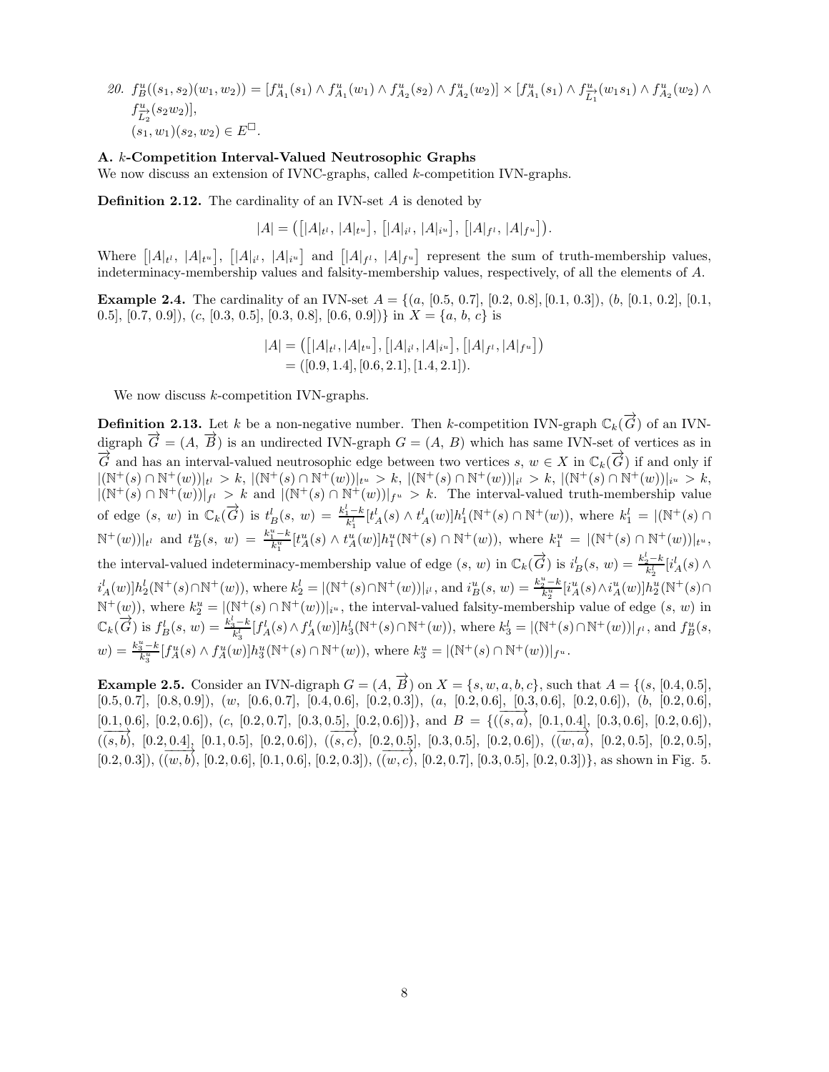20. $f^u_B((s_1, s_2)(w_1, w_2)) = [f^u_{A_1}(s_1) \wedge f^u_{A_1}(w_1) \wedge f^u_{A_2}(s_2) \wedge f^u_{A_2}(w_2)] \times [f^u_{A_1}(s_1) \wedge f^u_{\overrightarrow{L_1}}(w_1 s_1) \wedge f^u_{A_2}(w_2) \wedge f^u_{\overrightarrow{L_2}}(s_2 w_2)]$,
$(s_1, w_1)(s_2, w_2) \in E^{\square}$.

### A. $k$-Competition Interval-Valued Neutrosophic Graphs

We now discuss an extension of IVNC-graphs, called $k$-competition IVN-graphs.

**Definition 2.12.** The cardinality of an IVN-set $A$ is denoted by

$$|A| = \left(\left[|A|_{t^l},\, |A|_{t^u}\right],\, \left[|A|_{i^l},\, |A|_{i^u}\right],\, \left[|A|_{f^l},\, |A|_{f^u}\right]\right).$$

Where $\left[|A|_{t^l},\, |A|_{t^u}\right]$, $\left[|A|_{i^l},\, |A|_{i^u}\right]$ and $\left[|A|_{f^l},\, |A|_{f^u}\right]$ represent the sum of truth-membership values, indeterminacy-membership values and falsity-membership values, respectively, of all the elements of $A$.

**Example 2.4.** The cardinality of an IVN-set $A = \{(a, [0.5, 0.7], [0.2, 0.8], [0.1, 0.3]), (b, [0.1, 0.2], [0.1, 0.5], [0.7, 0.9]), (c, [0.3, 0.5], [0.3, 0.8], [0.6, 0.9])\}$ in $X = \{a, b, c\}$ is

$$\begin{aligned}|A| &= \left(\left[|A|_{t^l}, |A|_{t^u}\right], \left[|A|_{i^l}, |A|_{i^u}\right], \left[|A|_{f^l}, |A|_{f^u}\right]\right) \\ &= ([0.9, 1.4], [0.6, 2.1], [1.4, 2.1]).\end{aligned}$$

We now discuss $k$-competition IVN-graphs.

**Definition 2.13.** Let $k$ be a non-negative number. Then $k$-competition IVN-graph $\mathbb{C}_k(\overrightarrow{G})$ of an IVN-digraph $\overrightarrow{G} = (A,\, \overrightarrow{B})$ is an undirected IVN-graph $G = (A,\, B)$ which has same IVN-set of vertices as in $\overrightarrow{G}$ and has an interval-valued neutrosophic edge between two vertices $s,\, w \in X$ in $\mathbb{C}_k(\overrightarrow{G})$ if and only if $|(\mathbb{N}^+(s) \cap \mathbb{N}^+(w))|_{t^l} > k$, $|(\mathbb{N}^+(s) \cap \mathbb{N}^+(w))|_{t^u} > k$, $|(\mathbb{N}^+(s) \cap \mathbb{N}^+(w))|_{i^l} > k$, $|(\mathbb{N}^+(s) \cap \mathbb{N}^+(w))|_{i^u} > k$, $|(\mathbb{N}^+(s) \cap \mathbb{N}^+(w))|_{f^l} > k$ and $|(\mathbb{N}^+(s) \cap \mathbb{N}^+(w))|_{f^u} > k$. The interval-valued truth-membership value of edge $(s,\, w)$ in $\mathbb{C}_k(\overrightarrow{G})$ is $t^l_B(s,\, w) = \frac{k^l_1 - k}{k^l_1}[t^l_A(s) \wedge t^l_A(w)]h^l_1(\mathbb{N}^+(s) \cap \mathbb{N}^+(w))$, where $k^l_1 = |(\mathbb{N}^+(s) \cap \mathbb{N}^+(w))|_{t^l}$ and $t^u_B(s,\, w) = \frac{k^u_1 - k}{k^u_1}[t^u_A(s) \wedge t^u_A(w)]h^u_1(\mathbb{N}^+(s) \cap \mathbb{N}^+(w))$, where $k^u_1 = |(\mathbb{N}^+(s) \cap \mathbb{N}^+(w))|_{t^u}$, the interval-valued indeterminacy-membership value of edge $(s,\, w)$ in $\mathbb{C}_k(\overrightarrow{G})$ is $i^l_B(s,\, w) = \frac{k^l_2 - k}{k^l_2}[i^l_A(s) \wedge i^l_A(w)]h^l_2(\mathbb{N}^+(s) \cap \mathbb{N}^+(w))$, where $k^l_2 = |(\mathbb{N}^+(s) \cap \mathbb{N}^+(w))|_{i^l}$, and $i^u_B(s,\, w) = \frac{k^u_2 - k}{k^u_2}[i^u_A(s) \wedge i^u_A(w)]h^u_2(\mathbb{N}^+(s) \cap \mathbb{N}^+(w))$, where $k^u_2 = |(\mathbb{N}^+(s) \cap \mathbb{N}^+(w))|_{i^u}$, the interval-valued falsity-membership value of edge $(s,\, w)$ in $\mathbb{C}_k(\overrightarrow{G})$ is $f^l_B(s,\, w) = \frac{k^l_3 - k}{k^l_3}[f^l_A(s) \wedge f^l_A(w)]h^l_3(\mathbb{N}^+(s) \cap \mathbb{N}^+(w))$, where $k^l_3 = |(\mathbb{N}^+(s) \cap \mathbb{N}^+(w))|_{f^l}$, and $f^u_B(s,\, w) = \frac{k^u_3 - k}{k^u_3}[f^u_A(s) \wedge f^u_A(w)]h^u_3(\mathbb{N}^+(s) \cap \mathbb{N}^+(w))$, where $k^u_3 = |(\mathbb{N}^+(s) \cap \mathbb{N}^+(w))|_{f^u}$.

**Example 2.5.** Consider an IVN-digraph $G = (A,\, \overrightarrow{B})$ on $X = \{s, w, a, b, c\}$, such that $A = \{(s,\, [0.4, 0.5],\, [0.5, 0.7],\, [0.8, 0.9]),\, (w,\, [0.6, 0.7],\, [0.4, 0.6],\, [0.2, 0.3]),\, (a,\, [0.2, 0.6],\, [0.3, 0.6],\, [0.2, 0.6]),\, (b,\, [0.2, 0.6],\, [0.1, 0.6],\, [0.2, 0.6]),\, (c,\, [0.2, 0.7],\, [0.3, 0.5],\, [0.2, 0.6])\}$, and $B = \{(\overrightarrow{(s, a)},\, [0.1, 0.4],\, [0.3, 0.6],\, [0.2, 0.6]),\, (\overrightarrow{(s, b)},\, [0.2, 0.4],\, [0.1, 0.5],\, [0.2, 0.6]),\, (\overrightarrow{(s, c)},\, [0.2, 0.5],\, [0.3, 0.5],\, [0.2, 0.6]),\, (\overrightarrow{(w, a)},\, [0.2, 0.5],\, [0.2, 0.5],\, [0.2, 0.3]),\, (\overrightarrow{(w, b)},\, [0.2, 0.6],\, [0.1, 0.6],\, [0.2, 0.3]),\, (\overrightarrow{(w, c)},\, [0.2, 0.7],\, [0.3, 0.5],\, [0.2, 0.3])\}$, as shown in Fig. 5.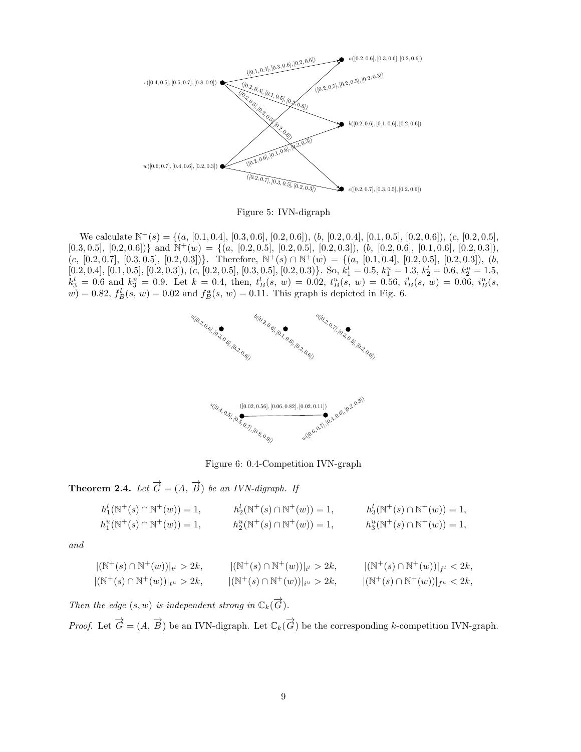Figure 5: IVN-digraph

We calculate $\mathbb{N}^+(s) = \{(a,\ [0.1, 0.4],\ [0.3, 0.6],\ [0.2, 0.6]),\ (b,\ [0.2, 0.4],\ [0.1, 0.5],\ [0.2, 0.6]),\ (c,\ [0.2, 0.5],\ [0.3, 0.5],\ [0.2, 0.6])\}$ and $\mathbb{N}^+(w) = \{(a,\ [0.2, 0.5],\ [0.2, 0.5],\ [0.2, 0.3]),\ (b,\ [0.2, 0.6],\ [0.1, 0.6],\ [0.2, 0.3]),\ (c,\ [0.2, 0.7],\ [0.3, 0.5],\ [0.2, 0.3])\}$. Therefore, $\mathbb{N}^+(s) \cap \mathbb{N}^+(w) = \{(a,\ [0.1, 0.4],\ [0.2, 0.5],\ [0.2, 0.3]),\ (b,\ [0.2, 0.4],\ [0.1, 0.5],\ [0.2, 0.3]),\ (c,\ [0.2, 0.5],\ [0.3, 0.5],\ [0.2, 0.3])\}$. So, $k_1^l = 0.5$, $k_1^u = 1.3$, $k_2^l = 0.6$, $k_2^u = 1.5$, $k_3^l = 0.6$ and $k_3^u = 0.9$. Let $k = 0.4$, then, $t_B^l(s,\ w) = 0.02$, $t_B^u(s,\ w) = 0.56$, $i_B^l(s,\ w) = 0.06$, $i_B^u(s,\ w) = 0.82$, $f_B^l(s,\ w) = 0.02$ and $f_B^u(s,\ w) = 0.11$. This graph is depicted in Fig. 6.

Figure 6: 0.4-Competition IVN-graph

**Theorem 2.4.** *Let $\overrightarrow{G} = (A,\ \overrightarrow{B})$ be an IVN-digraph. If*

$$h_1^l(\mathbb{N}^+(s) \cap \mathbb{N}^+(w)) = 1, \qquad h_2^l(\mathbb{N}^+(s) \cap \mathbb{N}^+(w)) = 1, \qquad h_3^l(\mathbb{N}^+(s) \cap \mathbb{N}^+(w)) = 1,$$
$$h_1^u(\mathbb{N}^+(s) \cap \mathbb{N}^+(w)) = 1, \qquad h_2^u(\mathbb{N}^+(s) \cap \mathbb{N}^+(w)) = 1, \qquad h_3^u(\mathbb{N}^+(s) \cap \mathbb{N}^+(w)) = 1,$$

*and*

$$|(\mathbb{N}^+(s) \cap \mathbb{N}^+(w))|_{t^l} > 2k, \qquad |(\mathbb{N}^+(s) \cap \mathbb{N}^+(w))|_{i^l} > 2k, \qquad |(\mathbb{N}^+(s) \cap \mathbb{N}^+(w))|_{f^l} < 2k,$$
$$|(\mathbb{N}^+(s) \cap \mathbb{N}^+(w))|_{t^u} > 2k, \qquad |(\mathbb{N}^+(s) \cap \mathbb{N}^+(w))|_{i^u} > 2k, \qquad |(\mathbb{N}^+(s) \cap \mathbb{N}^+(w))|_{f^u} < 2k,$$

*Then the edge $(s, w)$ is independent strong in $\mathbb{C}_k(\overrightarrow{G})$.*

*Proof.* Let $\overrightarrow{G} = (A,\ \overrightarrow{B})$ be an IVN-digraph. Let $\mathbb{C}_k(\overrightarrow{G})$ be the corresponding $k$-competition IVN-graph.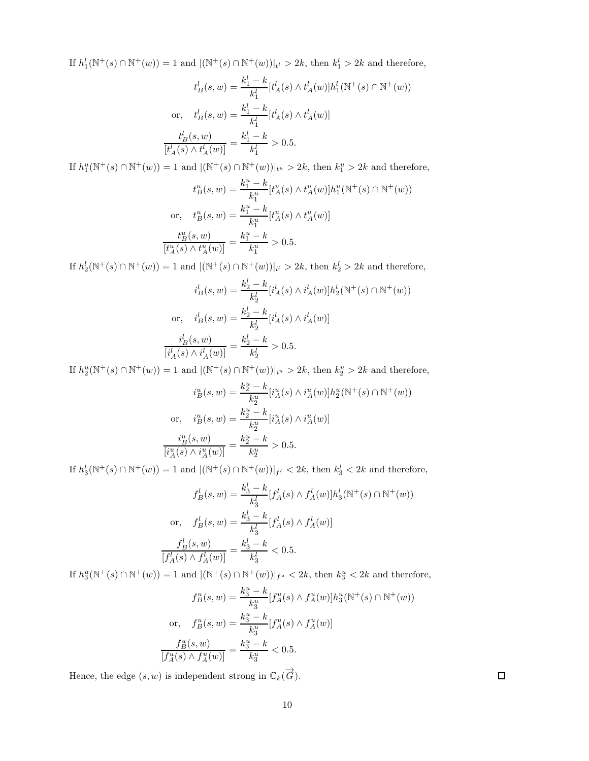If $h_1^l(\mathbb{N}^+(s) \cap \mathbb{N}^+(w)) = 1$ and $|(\mathbb{N}^+(s) \cap \mathbb{N}^+(w))|_{t^l} > 2k$, then $k_1^l > 2k$ and therefore,

$$t_B^l(s,w) = \frac{k_1^l - k}{k_1^l}[t_A^l(s) \wedge t_A^l(w)]h_1^l(\mathbb{N}^+(s) \cap \mathbb{N}^+(w))$$

$$\text{or,} \quad t_B^l(s,w) = \frac{k_1^l - k}{k_1^l}[t_A^l(s) \wedge t_A^l(w)]$$

$$\frac{t_B^l(s,w)}{[t_A^l(s) \wedge t_A^l(w)]} = \frac{k_1^l - k}{k_1^l} > 0.5.$$

If $h_1^u(\mathbb{N}^+(s) \cap \mathbb{N}^+(w)) = 1$ and $|(\mathbb{N}^+(s) \cap \mathbb{N}^+(w))|_{t^u} > 2k$, then $k_1^u > 2k$ and therefore,

$$t_B^u(s,w) = \frac{k_1^u - k}{k_1^u}[t_A^u(s) \wedge t_A^u(w)]h_1^u(\mathbb{N}^+(s) \cap \mathbb{N}^+(w))$$

$$\text{or,} \quad t_B^u(s,w) = \frac{k_1^u - k}{k_1^u}[t_A^u(s) \wedge t_A^u(w)]$$

$$\frac{t_B^u(s,w)}{[t_A^u(s) \wedge t_A^u(w)]} = \frac{k_1^u - k}{k_1^u} > 0.5.$$

If $h_2^l(\mathbb{N}^+(s) \cap \mathbb{N}^+(w)) = 1$ and $|(\mathbb{N}^+(s) \cap \mathbb{N}^+(w))|_{i^l} > 2k$, then $k_2^l > 2k$ and therefore,

$$i_B^l(s,w) = \frac{k_2^l - k}{k_2^l}[i_A^l(s) \wedge i_A^l(w)]h_2^l(\mathbb{N}^+(s) \cap \mathbb{N}^+(w))$$

$$\text{or,} \quad i_B^l(s,w) = \frac{k_2^l - k}{k_2^l}[i_A^l(s) \wedge i_A^l(w)]$$

$$\frac{i_B^l(s,w)}{[i_A^l(s) \wedge i_A^l(w)]} = \frac{k_2^l - k}{k_2^l} > 0.5.$$

If $h_2^u(\mathbb{N}^+(s) \cap \mathbb{N}^+(w)) = 1$ and $|(\mathbb{N}^+(s) \cap \mathbb{N}^+(w))|_{i^u} > 2k$, then $k_2^u > 2k$ and therefore,

$$i_B^u(s,w) = \frac{k_2^u - k}{k_2^u}[i_A^u(s) \wedge i_A^u(w)]h_2^u(\mathbb{N}^+(s) \cap \mathbb{N}^+(w))$$

$$\text{or,} \quad i_B^u(s,w) = \frac{k_2^u - k}{k_2^u}[i_A^u(s) \wedge i_A^u(w)]$$

$$\frac{i_B^u(s,w)}{[i_A^u(s) \wedge i_A^u(w)]} = \frac{k_2^u - k}{k_2^u} > 0.5.$$

If $h_3^l(\mathbb{N}^+(s) \cap \mathbb{N}^+(w)) = 1$ and $|(\mathbb{N}^+(s) \cap \mathbb{N}^+(w))|_{f^l} < 2k$, then $k_3^l < 2k$ and therefore,

$$f_B^l(s,w) = \frac{k_3^l - k}{k_3^l}[f_A^l(s) \wedge f_A^l(w)]h_3^l(\mathbb{N}^+(s) \cap \mathbb{N}^+(w))$$

$$\text{or,} \quad f_B^l(s,w) = \frac{k_3^l - k}{k_3^l}[f_A^l(s) \wedge f_A^l(w)]$$

$$\frac{f_B^l(s,w)}{[f_A^l(s) \wedge f_A^l(w)]} = \frac{k_3^l - k}{k_3^l} < 0.5.$$

If $h_3^u(\mathbb{N}^+(s) \cap \mathbb{N}^+(w)) = 1$ and $|(\mathbb{N}^+(s) \cap \mathbb{N}^+(w))|_{f^u} < 2k$, then $k_3^u < 2k$ and therefore,

$$f_B^u(s,w) = \frac{k_3^u - k}{k_3^u}[f_A^u(s) \wedge f_A^u(w)]h_3^u(\mathbb{N}^+(s) \cap \mathbb{N}^+(w))$$

$$\text{or,} \quad f_B^u(s,w) = \frac{k_3^u - k}{k_3^u}[f_A^u(s) \wedge f_A^u(w)]$$

$$\frac{f_B^u(s,w)}{[f_A^u(s) \wedge f_A^u(w)]} = \frac{k_3^u - k}{k_3^u} < 0.5.$$

Hence, the edge $(s,w)$ is independent strong in $\mathbb{C}_k(\overrightarrow{G})$. □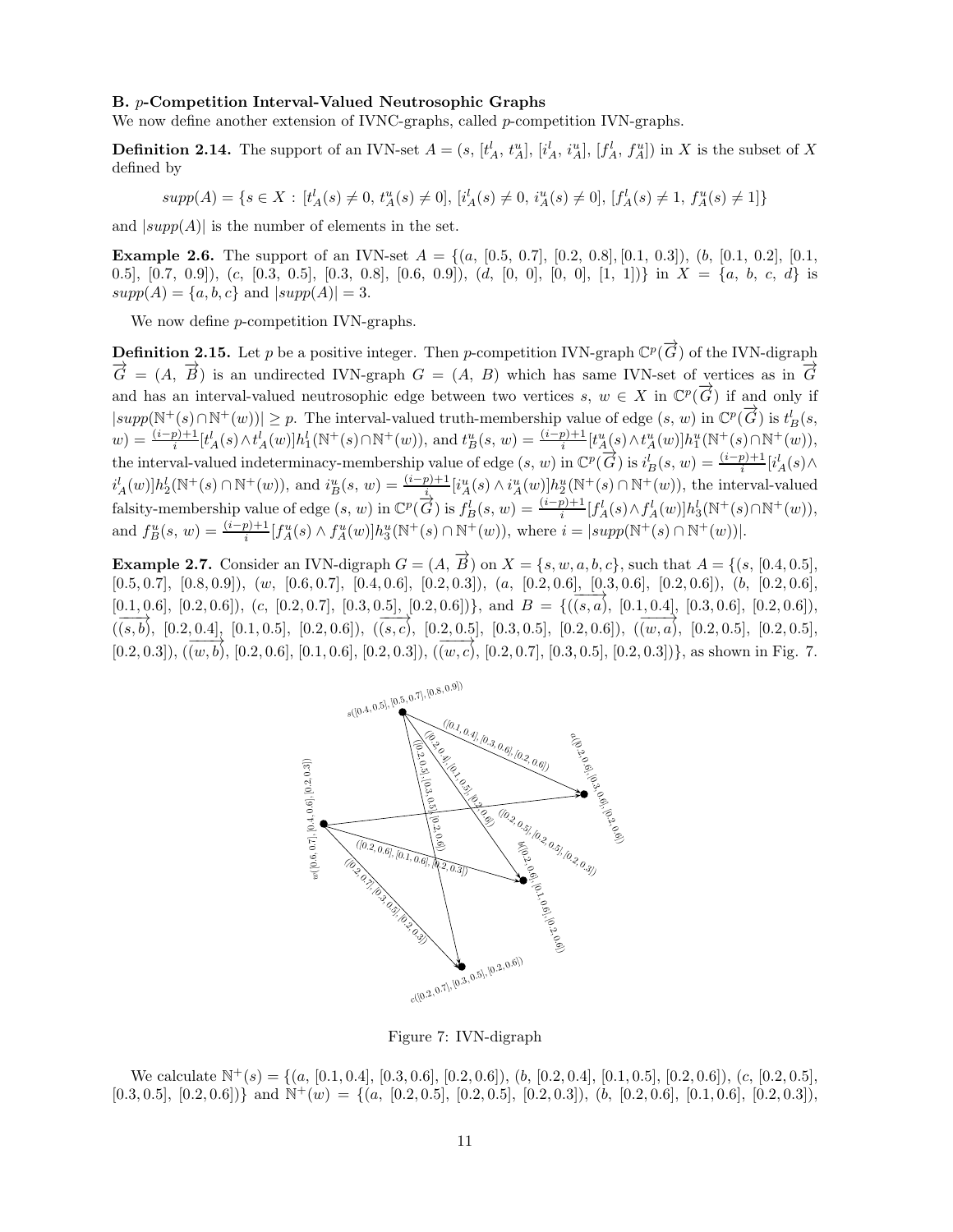### B. $p$-Competition Interval-Valued Neutrosophic Graphs

We now define another extension of IVNC-graphs, called $p$-competition IVN-graphs.

**Definition 2.14.** The support of an IVN-set $A = (s,\ [t^l_A,\ t^u_A],\ [i^l_A,\ i^u_A],\ [f^l_A,\ f^u_A])$ in $X$ is the subset of $X$ defined by

$$supp(A) = \{s \in X : [t^l_A(s) \neq 0,\ t^u_A(s) \neq 0],\ [i^l_A(s) \neq 0,\ i^u_A(s) \neq 0],\ [f^l_A(s) \neq 1,\ f^u_A(s) \neq 1]\}$$

and $|supp(A)|$ is the number of elements in the set.

**Example 2.6.** The support of an IVN-set $A = \{(a,\ [0.5,\ 0.7],\ [0.2,\ 0.8], [0.1,\ 0.3]),\ (b,\ [0.1,\ 0.2],\ [0.1,\ 0.5],\ [0.7,\ 0.9]),\ (c,\ [0.3,\ 0.5],\ [0.3,\ 0.8],\ [0.6,\ 0.9]),\ (d,\ [0,\ 0],\ [0,\ 0],\ [1,\ 1])\}$ in $X = \{a,\ b,\ c,\ d\}$ is $supp(A) = \{a, b, c\}$ and $|supp(A)| = 3$.

We now define $p$-competition IVN-graphs.

**Definition 2.15.** Let $p$ be a positive integer. Then $p$-competition IVN-graph $\mathbb{C}^p(\overrightarrow{G})$ of the IVN-digraph $\overrightarrow{G} = (A,\ \overrightarrow{B})$ is an undirected IVN-graph $G = (A,\ B)$ which has same IVN-set of vertices as in $\overrightarrow{G}$ and has an interval-valued neutrosophic edge between two vertices $s,\ w \in X$ in $\mathbb{C}^p(\overrightarrow{G})$ if and only if $|supp(\mathbb{N}^+(s) \cap \mathbb{N}^+(w))| \geq p$. The interval-valued truth-membership value of edge $(s,\ w)$ in $\mathbb{C}^p(\overrightarrow{G})$ is $t^l_B(s,\ w) = \frac{(i-p)+1}{i}[t^l_A(s) \wedge t^l_A(w)]h^l_1(\mathbb{N}^+(s) \cap \mathbb{N}^+(w))$, and $t^u_B(s,\ w) = \frac{(i-p)+1}{i}[t^u_A(s) \wedge t^u_A(w)]h^u_1(\mathbb{N}^+(s) \cap \mathbb{N}^+(w))$, the interval-valued indeterminacy-membership value of edge $(s,\ w)$ in $\mathbb{C}^p(\overrightarrow{G})$ is $i^l_B(s,\ w) = \frac{(i-p)+1}{i}[i^l_A(s) \wedge i^l_A(w)]h^l_2(\mathbb{N}^+(s) \cap \mathbb{N}^+(w))$, and $i^u_B(s,\ w) = \frac{(i-p)+1}{i}[i^u_A(s) \wedge i^u_A(w)]h^u_2(\mathbb{N}^+(s) \cap \mathbb{N}^+(w))$, the interval-valued falsity-membership value of edge $(s,\ w)$ in $\mathbb{C}^p(\overrightarrow{G})$ is $f^l_B(s,\ w) = \frac{(i-p)+1}{i}[f^l_A(s) \wedge f^l_A(w)]h^l_3(\mathbb{N}^+(s) \cap \mathbb{N}^+(w))$, and $f^u_B(s,\ w) = \frac{(i-p)+1}{i}[f^u_A(s) \wedge f^u_A(w)]h^u_3(\mathbb{N}^+(s) \cap \mathbb{N}^+(w))$, where $i = |supp(\mathbb{N}^+(s) \cap \mathbb{N}^+(w))|$.

**Example 2.7.** Consider an IVN-digraph $G = (A,\ \overrightarrow{B})$ on $X = \{s, w, a, b, c\}$, such that $A = \{(s,\ [0.4, 0.5],\ [0.5, 0.7],\ [0.8, 0.9]),\ (w,\ [0.6, 0.7],\ [0.4, 0.6],\ [0.2, 0.3]),\ (a,\ [0.2, 0.6],\ [0.3, 0.6],\ [0.2, 0.6]),\ (b,\ [0.2, 0.6],\ [0.1, 0.6],\ [0.2, 0.6]),\ (c,\ [0.2, 0.7],\ [0.3, 0.5],\ [0.2, 0.6])\}$, and $B = \{(\overrightarrow{(s, a)},\ [0.1, 0.4],\ [0.3, 0.6],\ [0.2, 0.6]),\ (\overrightarrow{(s, b)},\ [0.2, 0.4],\ [0.1, 0.5],\ [0.2, 0.6]),\ (\overrightarrow{(s, c)},\ [0.2, 0.5],\ [0.3, 0.5],\ [0.2, 0.6]),\ (\overrightarrow{(w, a)},\ [0.2, 0.5],\ [0.2, 0.5],\ [0.2, 0.3]),\ (\overrightarrow{(w, b)}, [0.2, 0.6], [0.1, 0.6], [0.2, 0.3]),\ (\overrightarrow{(w, c)}, [0.2, 0.7], [0.3, 0.5], [0.2, 0.3])\}$, as shown in Fig. 7.

Figure 7: IVN-digraph

We calculate $\mathbb{N}^+(s) = \{(a,\ [0.1, 0.4],\ [0.3, 0.6],\ [0.2, 0.6]),\ (b,\ [0.2, 0.4],\ [0.1, 0.5],\ [0.2, 0.6]),\ (c,\ [0.2, 0.5],\ [0.3, 0.5],\ [0.2, 0.6])\}$ and $\mathbb{N}^+(w) = \{(a,\ [0.2, 0.5],\ [0.2, 0.5],\ [0.2, 0.3]),\ (b,\ [0.2, 0.6],\ [0.1, 0.6],\ [0.2, 0.3]),$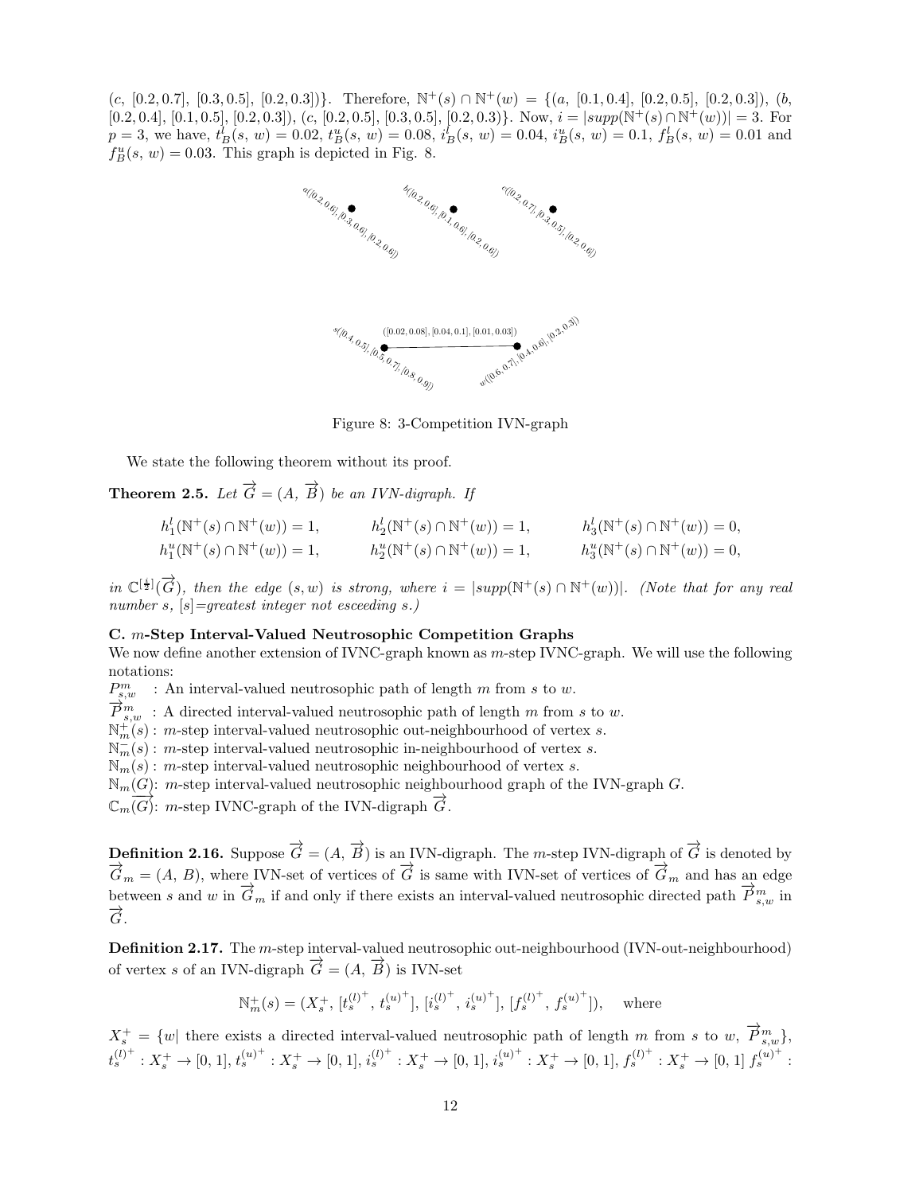$(c,\ [0.2, 0.7],\ [0.3, 0.5],\ [0.2, 0.3])\}$. Therefore, $\mathbb{N}^+(s) \cap \mathbb{N}^+(w) = \{(a,\ [0.1, 0.4],\ [0.2, 0.5],\ [0.2, 0.3]),\ (b,\ [0.2, 0.4],\ [0.1, 0.5],\ [0.2, 0.3]),\ (c,\ [0.2, 0.5],\ [0.3, 0.5],\ [0.2, 0.3])\}$. Now, $i = |supp(\mathbb{N}^+(s) \cap \mathbb{N}^+(w))| = 3$. For $p = 3$, we have, $t^l_B(s,\ w) = 0.02$, $t^u_B(s,\ w) = 0.08$, $i^l_B(s,\ w) = 0.04$, $i^u_B(s,\ w) = 0.1$, $f^l_B(s,\ w) = 0.01$ and $f^u_B(s,\ w) = 0.03$. This graph is depicted in Fig. 8.

Figure 8: 3-Competition IVN-graph

We state the following theorem without its proof.

**Theorem 2.5.** *Let $\overrightarrow{G} = (A,\ \overrightarrow{B})$ be an IVN-digraph. If*

$$h^l_1(\mathbb{N}^+(s) \cap \mathbb{N}^+(w)) = 1, \qquad h^l_2(\mathbb{N}^+(s) \cap \mathbb{N}^+(w)) = 1, \qquad h^l_3(\mathbb{N}^+(s) \cap \mathbb{N}^+(w)) = 0,$$
$$h^u_1(\mathbb{N}^+(s) \cap \mathbb{N}^+(w)) = 1, \qquad h^u_2(\mathbb{N}^+(s) \cap \mathbb{N}^+(w)) = 1, \qquad h^u_3(\mathbb{N}^+(s) \cap \mathbb{N}^+(w)) = 0,$$

*in $\mathbb{C}^{[\frac{i}{2}]}(\overrightarrow{G})$, then the edge $(s, w)$ is strong, where $i = |supp(\mathbb{N}^+(s) \cap \mathbb{N}^+(w))|$. (Note that for any real number $s$, $[s]$=greatest integer not esceeding $s$.)*

**C. $m$-Step Interval-Valued Neutrosophic Competition Graphs**

We now define another extension of IVNC-graph known as $m$-step IVNC-graph. We will use the following notations:

$P^m_{s,w}$ : An interval-valued neutrosophic path of length $m$ from $s$ to $w$.
$\overrightarrow{P}^m_{s,w}$ : A directed interval-valued neutrosophic path of length $m$ from $s$ to $w$.
$\mathbb{N}^+_m(s)$ : $m$-step interval-valued neutrosophic out-neighbourhood of vertex $s$.
$\mathbb{N}^-_m(s)$ : $m$-step interval-valued neutrosophic in-neighbourhood of vertex $s$.
$\mathbb{N}_m(s)$ : $m$-step interval-valued neutrosophic neighbourhood of vertex $s$.
$\mathbb{N}_m(G)$: $m$-step interval-valued neutrosophic neighbourhood graph of the IVN-graph $G$.
$\mathbb{C}_m(\overrightarrow{G})$: $m$-step IVNC-graph of the IVN-digraph $\overrightarrow{G}$.

**Definition 2.16.** Suppose $\overrightarrow{G} = (A,\ \overrightarrow{B})$ is an IVN-digraph. The $m$-step IVN-digraph of $\overrightarrow{G}$ is denoted by $\overrightarrow{G}_m = (A,\ B)$, where IVN-set of vertices of $\overrightarrow{G}$ is same with IVN-set of vertices of $\overrightarrow{G}_m$ and has an edge between $s$ and $w$ in $\overrightarrow{G}_m$ if and only if there exists an interval-valued neutrosophic directed path $\overrightarrow{P}^m_{s,w}$ in $\overrightarrow{G}$.

**Definition 2.17.** The $m$-step interval-valued neutrosophic out-neighbourhood (IVN-out-neighbourhood) of vertex $s$ of an IVN-digraph $\overrightarrow{G} = (A,\ \overrightarrow{B})$ is IVN-set

$$\mathbb{N}^+_m(s) = (X^+_s,\ [t^{(l)^+}_s,\ t^{(u)^+}_s],\ [i^{(l)^+}_s,\ i^{(u)^+}_s],\ [f^{(l)^+}_s,\ f^{(u)^+}_s]), \quad \text{where}$$

$X^+_s = \{w|$ there exists a directed interval-valued neutrosophic path of length $m$ from $s$ to $w$, $\overrightarrow{P}^m_{s,w}\}$, $t^{(l)^+}_s : X^+_s \to [0, 1]$, $t^{(u)^+}_s : X^+_s \to [0, 1]$, $i^{(l)^+}_s : X^+_s \to [0, 1]$, $i^{(u)^+}_s : X^+_s \to [0, 1]$, $f^{(l)^+}_s : X^+_s \to [0, 1]$ $f^{(u)^+}_s :$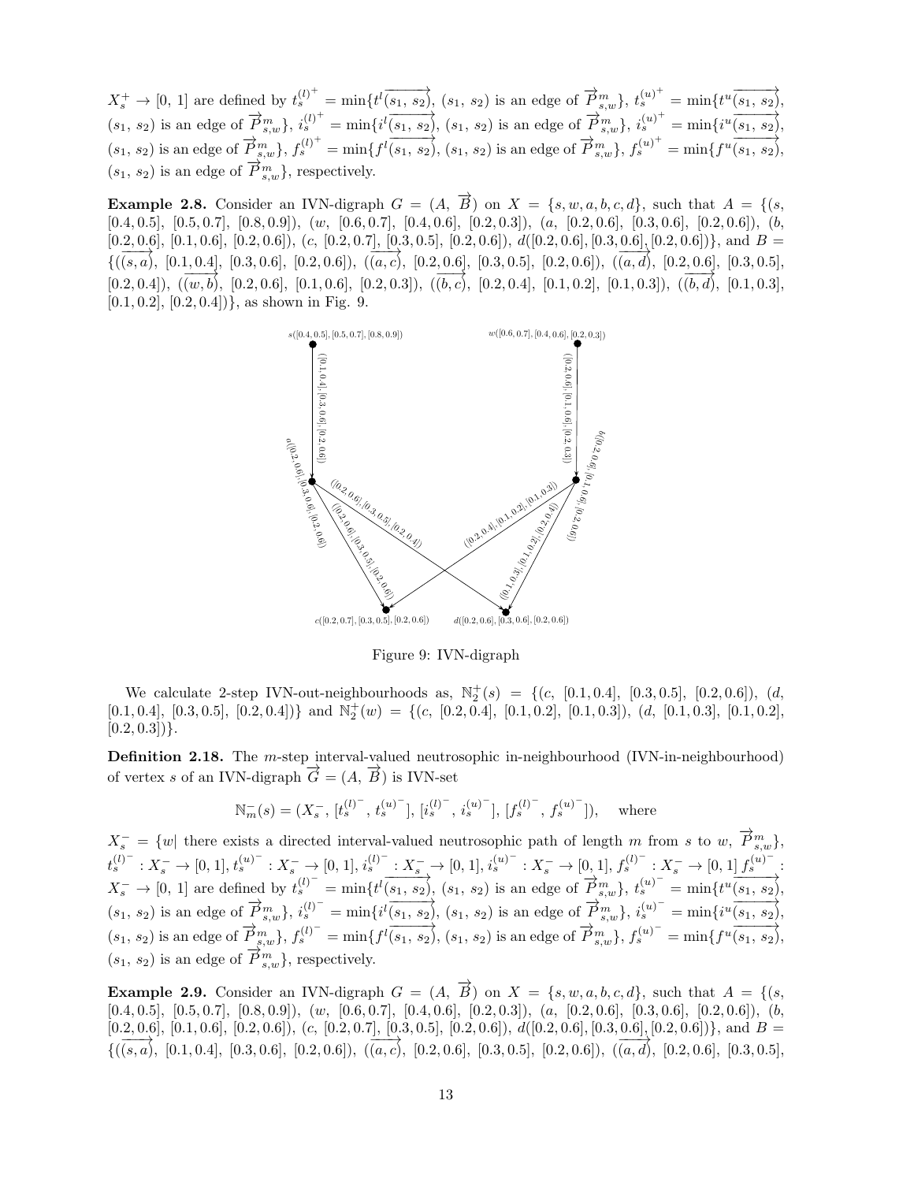$X_s^+ \to [0,\ 1]$ are defined by $t_s^{(l)^+} = \min\{t^l\overrightarrow{(s_1,\ s_2)},\ (s_1,\ s_2)$ is an edge of $\overrightarrow{P}^m_{s,w}\}$, $t_s^{(u)^+} = \min\{t^u\overrightarrow{(s_1,\ s_2)}$, $(s_1,\ s_2)$ is an edge of $\overrightarrow{P}^m_{s,w}\}$, $i_s^{(l)^+} = \min\{i^l\overrightarrow{(s_1,\ s_2)}$, $(s_1,\ s_2)$ is an edge of $\overrightarrow{P}^m_{s,w}\}$, $i_s^{(u)^+} = \min\{i^u\overrightarrow{(s_1,\ s_2)}$, $(s_1,\ s_2)$ is an edge of $\overrightarrow{P}^m_{s,w}\}$, $f_s^{(l)^+} = \min\{f^l\overrightarrow{(s_1,\ s_2)}$, $(s_1,\ s_2)$ is an edge of $\overrightarrow{P}^m_{s,w}\}$, $f_s^{(u)^+} = \min\{f^u\overrightarrow{(s_1,\ s_2)}$, $(s_1,\ s_2)$ is an edge of $\overrightarrow{P}^m_{s,w}\}$, respectively.

**Example 2.8.** Consider an IVN-digraph $G = (A,\ \overrightarrow{B})$ on $X = \{s, w, a, b, c, d\}$, such that $A = \{(s,$ $[0.4, 0.5],\ [0.5, 0.7],\ [0.8, 0.9]),\ (w,\ [0.6, 0.7],\ [0.4, 0.6],\ [0.2, 0.3]),\ (a,\ [0.2, 0.6],\ [0.3, 0.6],\ [0.2, 0.6]),\ (b,$ $[0.2, 0.6],\ [0.1, 0.6],\ [0.2, 0.6]),\ (c,\ [0.2, 0.7],\ [0.3, 0.5],\ [0.2, 0.6]),\ d([0.2, 0.6], [0.3, 0.6], [0.2, 0.6])\}$, and $B = \{(\overrightarrow{(s, a)},\ [0.1, 0.4],\ [0.3, 0.6],\ [0.2, 0.6]),\ (\overrightarrow{(a, c)},\ [0.2, 0.6],\ [0.3, 0.5],\ [0.2, 0.6]),\ (\overrightarrow{(a, d)},\ [0.2, 0.6],\ [0.3, 0.5],$ $[0.2, 0.4]),\ (\overrightarrow{(w, b)},\ [0.2, 0.6],\ [0.1, 0.6],\ [0.2, 0.3]),\ (\overrightarrow{(b, c)},\ [0.2, 0.4],\ [0.1, 0.2],\ [0.1, 0.3]),\ (\overrightarrow{(b, d)},\ [0.1, 0.3],$ $[0.1, 0.2],\ [0.2, 0.4])\}$, as shown in Fig. 9.

Figure 9: IVN-digraph

We calculate 2-step IVN-out-neighbourhoods as, $\mathbb{N}_2^+(s) = \{(c,\ [0.1, 0.4],\ [0.3, 0.5],\ [0.2, 0.6]),\ (d,$ $[0.1, 0.4],\ [0.3, 0.5],\ [0.2, 0.4])\}$ and $\mathbb{N}_2^+(w) = \{(c,\ [0.2, 0.4],\ [0.1, 0.2],\ [0.1, 0.3]),\ (d,\ [0.1, 0.3],\ [0.1, 0.2],$ $[0.2, 0.3])\}$.

**Definition 2.18.** The $m$-step interval-valued neutrosophic in-neighbourhood (IVN-in-neighbourhood) of vertex $s$ of an IVN-digraph $\overrightarrow{G} = (A,\ \overrightarrow{B})$ is IVN-set

$$\mathbb{N}_m^-(s) = (X_s^-,\ [t_s^{(l)^-},\ t_s^{(u)^-}],\ [i_s^{(l)^-},\ i_s^{(u)^-}],\ [f_s^{(l)^-},\ f_s^{(u)^-}]),\quad \text{where}$$

$X_s^- = \{w|$ there exists a directed interval-valued neutrosophic path of length $m$ from $s$ to $w$, $\overrightarrow{P}^m_{s,w}\}$, $t_s^{(l)^-} : X_s^- \to [0, 1]$, $t_s^{(u)^-} : X_s^- \to [0, 1]$, $i_s^{(l)^-} : X_s^- \to [0, 1]$, $i_s^{(u)^-} : X_s^- \to [0, 1]$, $f_s^{(l)^-} : X_s^- \to [0, 1]$ $f_s^{(u)^-}$ : $X_s^- \to [0,\ 1]$ are defined by $t_s^{(l)^-} = \min\{t^l\overrightarrow{(s_1,\ s_2)}$, $(s_1,\ s_2)$ is an edge of $\overrightarrow{P}^m_{s,w}\}$, $t_s^{(u)^-} = \min\{t^u\overrightarrow{(s_1,\ s_2)}$, $(s_1,\ s_2)$ is an edge of $\overrightarrow{P}^m_{s,w}\}$, $i_s^{(l)^-} = \min\{i^l\overrightarrow{(s_1,\ s_2)}$, $(s_1,\ s_2)$ is an edge of $\overrightarrow{P}^m_{s,w}\}$, $i_s^{(u)^-} = \min\{i^u\overrightarrow{(s_1,\ s_2)}$, $(s_1,\ s_2)$ is an edge of $\overrightarrow{P}^m_{s,w}\}$, $f_s^{(l)^-} = \min\{f^l\overrightarrow{(s_1,\ s_2)}$, $(s_1,\ s_2)$ is an edge of $\overrightarrow{P}^m_{s,w}\}$, $f_s^{(u)^-} = \min\{f^u\overrightarrow{(s_1,\ s_2)}$, $(s_1,\ s_2)$ is an edge of $\overrightarrow{P}^m_{s,w}\}$, respectively.

**Example 2.9.** Consider an IVN-digraph $G = (A,\ \overrightarrow{B})$ on $X = \{s, w, a, b, c, d\}$, such that $A = \{(s,$ $[0.4, 0.5],\ [0.5, 0.7],\ [0.8, 0.9]),\ (w,\ [0.6, 0.7],\ [0.4, 0.6],\ [0.2, 0.3]),\ (a,\ [0.2, 0.6],\ [0.3, 0.6],\ [0.2, 0.6]),\ (b,$ $[0.2, 0.6],\ [0.1, 0.6],\ [0.2, 0.6]),\ (c,\ [0.2, 0.7],\ [0.3, 0.5],\ [0.2, 0.6]),\ d([0.2, 0.6], [0.3, 0.6], [0.2, 0.6])\}$, and $B = \{(\overrightarrow{(s, a)},\ [0.1, 0.4],\ [0.3, 0.6],\ [0.2, 0.6]),\ (\overrightarrow{(a, c)},\ [0.2, 0.6],\ [0.3, 0.5],\ [0.2, 0.6]),\ (\overrightarrow{(a, d)},\ [0.2, 0.6],\ [0.3, 0.5],$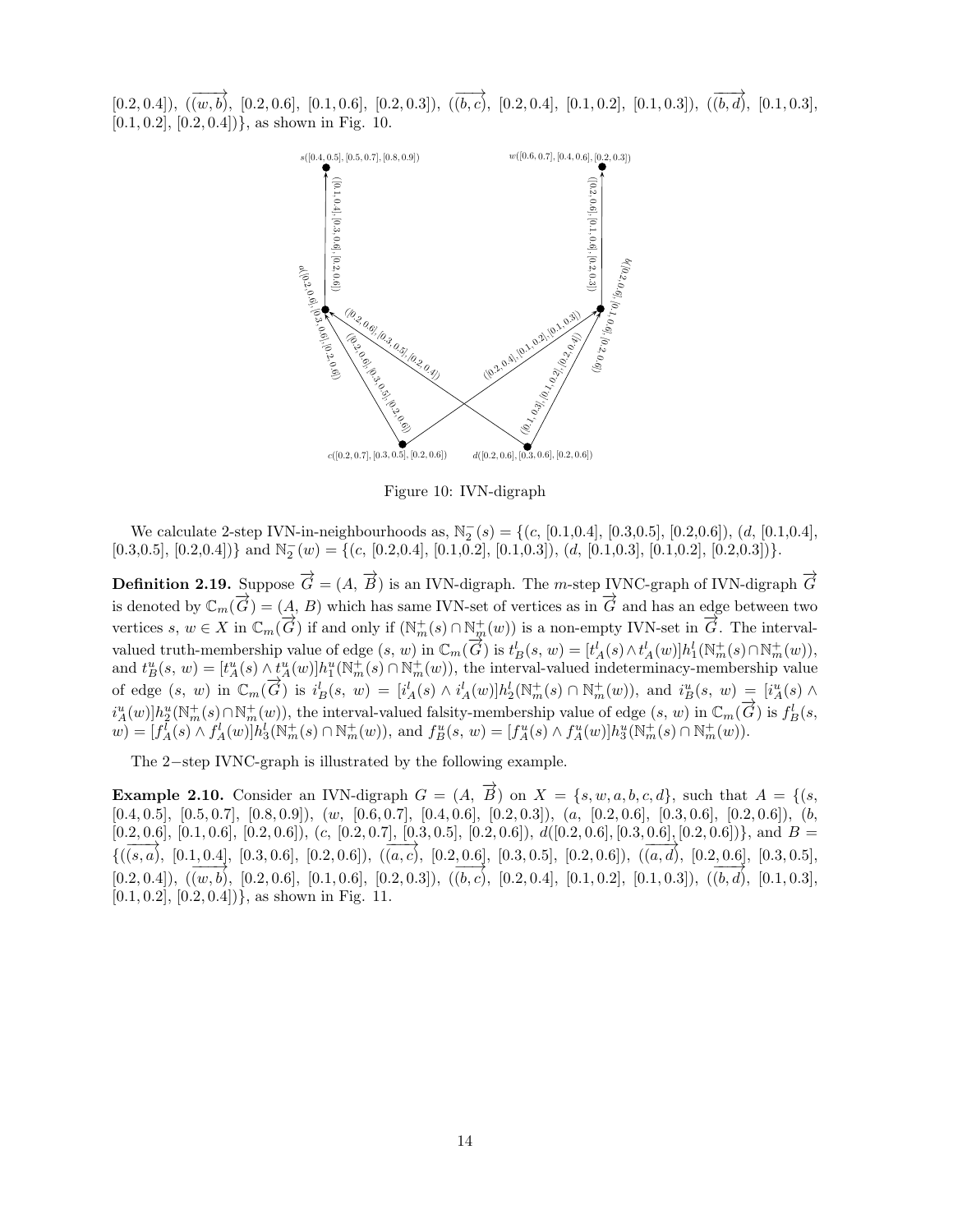[0.2, 0.4]), $(\overrightarrow{(w, b)}$, [0.2, 0.6], [0.1, 0.6], [0.2, 0.3]), $(\overrightarrow{(b, c)}$, [0.2, 0.4], [0.1, 0.2], [0.1, 0.3]), $(\overrightarrow{(b, d)}$, [0.1, 0.3], [0.1, 0.2], [0.2, 0.4])}, as shown in Fig. 10.

Figure 10: IVN-digraph

We calculate 2-step IVN-in-neighbourhoods as, $\mathbb{N}_2^-(s)$ = {(c, [0.1,0.4], [0.3,0.5], [0.2,0.6]), (d, [0.1,0.4], [0.3,0.5], [0.2,0.4])} and $\mathbb{N}_2^-(w)$ = {(c, [0.2,0.4], [0.1,0.2], [0.1,0.3]), (d, [0.1,0.3], [0.1,0.2], [0.2,0.3])}.

**Definition 2.19.** Suppose $\overrightarrow{G} = (A, \overrightarrow{B})$ is an IVN-digraph. The $m$-step IVNC-graph of IVN-digraph $\overrightarrow{G}$ is denoted by $\mathbb{C}_m(\overrightarrow{G}) = (A, B)$ which has same IVN-set of vertices as in $\overrightarrow{G}$ and has an edge between two vertices $s, w \in X$ in $\mathbb{C}_m(\overrightarrow{G})$ if and only if $(\mathbb{N}_m^+(s) \cap \mathbb{N}_m^+(w))$ is a non-empty IVN-set in $\overrightarrow{G}$. The interval-valued truth-membership value of edge $(s, w)$ in $\mathbb{C}_m(\overrightarrow{G})$ is $t_B^l(s, w) = [t_A^l(s) \wedge t_A^l(w)]h_1^l(\mathbb{N}_m^+(s) \cap \mathbb{N}_m^+(w))$, and $t_B^u(s, w) = [t_A^u(s) \wedge t_A^u(w)]h_1^u(\mathbb{N}_m^+(s) \cap \mathbb{N}_m^+(w))$, the interval-valued indeterminacy-membership value of edge $(s, w)$ in $\mathbb{C}_m(\overrightarrow{G})$ is $i_B^l(s, w) = [i_A^l(s) \wedge i_A^l(w)]h_2^l(\mathbb{N}_m^+(s) \cap \mathbb{N}_m^+(w))$, and $i_B^u(s, w) = [i_A^u(s) \wedge i_A^u(w)]h_2^u(\mathbb{N}_m^+(s) \cap \mathbb{N}_m^+(w))$, the interval-valued falsity-membership value of edge $(s, w)$ in $\mathbb{C}_m(\overrightarrow{G})$ is $f_B^l(s, w) = [f_A^l(s) \wedge f_A^l(w)]h_3^l(\mathbb{N}_m^+(s) \cap \mathbb{N}_m^+(w))$, and $f_B^u(s, w) = [f_A^u(s) \wedge f_A^u(w)]h_3^u(\mathbb{N}_m^+(s) \cap \mathbb{N}_m^+(w))$.

The 2−step IVNC-graph is illustrated by the following example.

**Example 2.10.** Consider an IVN-digraph $G = (A, \overrightarrow{B})$ on $X = \{s, w, a, b, c, d\}$, such that $A$ = {(s, [0.4, 0.5], [0.5, 0.7], [0.8, 0.9]), (w, [0.6, 0.7], [0.4, 0.6], [0.2, 0.3]), (a, [0.2, 0.6], [0.3, 0.6], [0.2, 0.6]), (b, [0.2, 0.6], [0.1, 0.6], [0.2, 0.6]), (c, [0.2, 0.7], [0.3, 0.5], [0.2, 0.6]), d([0.2, 0.6], [0.3, 0.6], [0.2, 0.6])}, and $B$ = {$(\overrightarrow{(s, a)}$, [0.1, 0.4], [0.3, 0.6], [0.2, 0.6]), $(\overrightarrow{(a, c)}$, [0.2, 0.6], [0.3, 0.5], [0.2, 0.6]), $(\overrightarrow{(a, d)}$, [0.2, 0.6], [0.3, 0.5], [0.2, 0.4]), $(\overrightarrow{(w, b)}$, [0.2, 0.6], [0.1, 0.6], [0.2, 0.3]), $(\overrightarrow{(b, c)}$, [0.2, 0.4], [0.1, 0.2], [0.1, 0.3]), $(\overrightarrow{(b, d)}$, [0.1, 0.3], [0.1, 0.2], [0.2, 0.4])}, as shown in Fig. 11.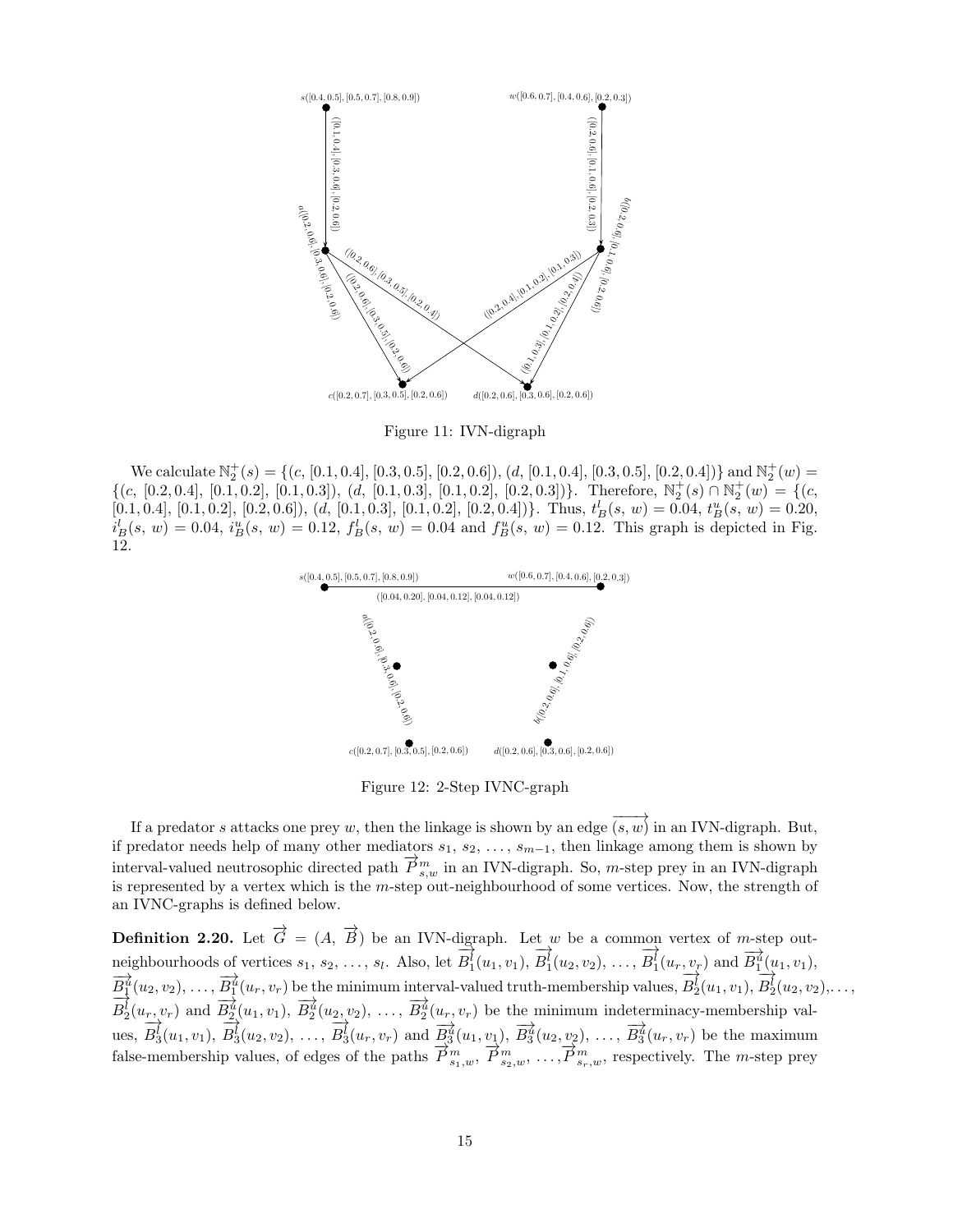Figure 11: IVN-digraph

We calculate $\mathbb{N}_2^+(s) = \{(c, [0.1, 0.4], [0.3, 0.5], [0.2, 0.6]), (d, [0.1, 0.4], [0.3, 0.5], [0.2, 0.4])\}$ and $\mathbb{N}_2^+(w) = \{(c, [0.2, 0.4], [0.1, 0.2], [0.1, 0.3]), (d, [0.1, 0.3], [0.1, 0.2], [0.2, 0.3])\}$. Therefore, $\mathbb{N}_2^+(s) \cap \mathbb{N}_2^+(w) = \{(c, [0.1, 0.4], [0.1, 0.2], [0.2, 0.6]), (d, [0.1, 0.3], [0.1, 0.2], [0.2, 0.4])\}$. Thus, $t_B^l(s, w) = 0.04$, $t_B^u(s, w) = 0.20$, $i_B^l(s, w) = 0.04$, $i_B^u(s, w) = 0.12$, $f_B^l(s, w) = 0.04$ and $f_B^u(s, w) = 0.12$. This graph is depicted in Fig. 12.

Figure 12: 2-Step IVNC-graph

If a predator $s$ attacks one prey $w$, then the linkage is shown by an edge $\overrightarrow{(s, w)}$ in an IVN-digraph. But, if predator needs help of many other mediators $s_1, s_2, \ldots, s_{m-1}$, then linkage among them is shown by interval-valued neutrosophic directed path $\overrightarrow{P}^m_{s,w}$ in an IVN-digraph. So, $m$-step prey in an IVN-digraph is represented by a vertex which is the $m$-step out-neighbourhood of some vertices. Now, the strength of an IVNC-graphs is defined below.

**Definition 2.20.** Let $\overrightarrow{G} = (A, \overrightarrow{B})$ be an IVN-digraph. Let $w$ be a common vertex of $m$-step out-neighbourhoods of vertices $s_1, s_2, \ldots, s_l$. Also, let $\overrightarrow{B_1^l}(u_1, v_1), \overrightarrow{B_1^l}(u_2, v_2), \ldots, \overrightarrow{B_1^l}(u_r, v_r)$ and $\overrightarrow{B_1^u}(u_1, v_1), \overrightarrow{B_1^u}(u_2, v_2), \ldots, \overrightarrow{B_1^u}(u_r, v_r)$ be the minimum interval-valued truth-membership values, $\overrightarrow{B_2^l}(u_1, v_1), \overrightarrow{B_2^l}(u_2, v_2), \ldots, \overrightarrow{B_2^l}(u_r, v_r)$ and $\overrightarrow{B_2^u}(u_1, v_1), \overrightarrow{B_2^u}(u_2, v_2), \ldots, \overrightarrow{B_2^u}(u_r, v_r)$ be the minimum indeterminacy-membership values, $\overrightarrow{B_3^l}(u_1, v_1), \overrightarrow{B_3^l}(u_2, v_2), \ldots, \overrightarrow{B_3^l}(u_r, v_r)$ and $\overrightarrow{B_3^u}(u_1, v_1), \overrightarrow{B_3^u}(u_2, v_2), \ldots, \overrightarrow{B_3^u}(u_r, v_r)$ be the maximum false-membership values, of edges of the paths $\overrightarrow{P}^m_{s_1,w}, \overrightarrow{P}^m_{s_2,w}, \ldots, \overrightarrow{P}^m_{s_r,w}$, respectively. The $m$-step prey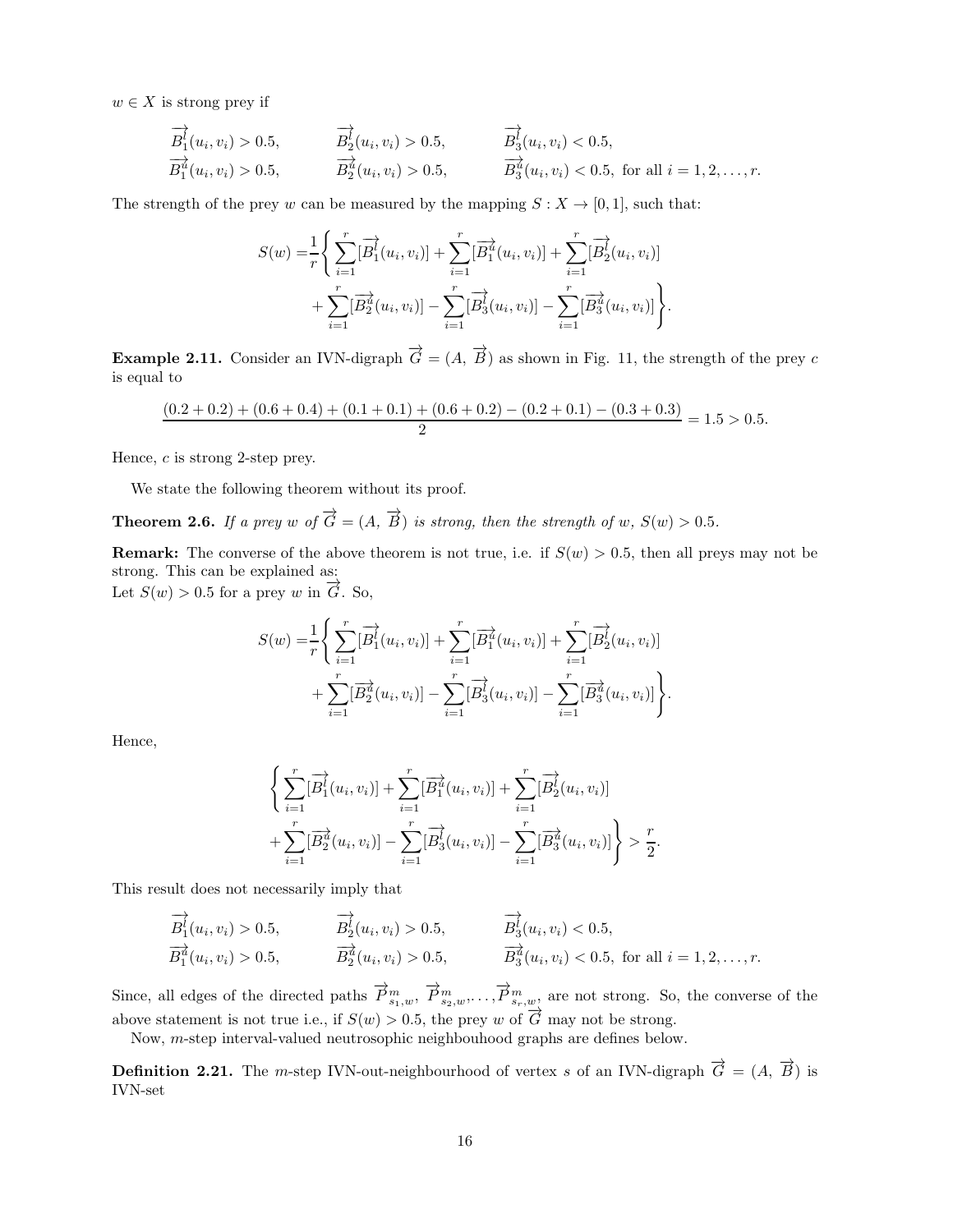$w \in X$ is strong prey if

$$
\begin{aligned}
&\overrightarrow{B_1^l}(u_i, v_i) > 0.5, && \overrightarrow{B_2^l}(u_i, v_i) > 0.5, && \overrightarrow{B_3^l}(u_i, v_i) < 0.5,\\
&\overrightarrow{B_1^u}(u_i, v_i) > 0.5, && \overrightarrow{B_2^u}(u_i, v_i) > 0.5, && \overrightarrow{B_3^u}(u_i, v_i) < 0.5, \text{ for all } i = 1, 2, \ldots, r.
\end{aligned}
$$

The strength of the prey $w$ can be measured by the mapping $S : X \to [0, 1]$, such that:

$$
\begin{aligned}
S(w) =& \frac{1}{r}\Bigg\{ \sum_{i=1}^{r}[\overrightarrow{B_1^l}(u_i, v_i)] + \sum_{i=1}^{r}[\overrightarrow{B_1^u}(u_i, v_i)] + \sum_{i=1}^{r}[\overrightarrow{B_2^l}(u_i, v_i)]\\
&+ \sum_{i=1}^{r}[\overrightarrow{B_2^u}(u_i, v_i)] - \sum_{i=1}^{r}[\overrightarrow{B_3^l}(u_i, v_i)] - \sum_{i=1}^{r}[\overrightarrow{B_3^u}(u_i, v_i)] \Bigg\}.
\end{aligned}
$$

**Example 2.11.** Consider an IVN-digraph $\overrightarrow{G} = (A,\ \overrightarrow{B})$ as shown in Fig. 11, the strength of the prey $c$ is equal to

$$
\frac{(0.2 + 0.2) + (0.6 + 0.4) + (0.1 + 0.1) + (0.6 + 0.2) - (0.2 + 0.1) - (0.3 + 0.3)}{2} = 1.5 > 0.5.
$$

Hence, $c$ is strong 2-step prey.

We state the following theorem without its proof.

**Theorem 2.6.** *If a prey $w$ of $\overrightarrow{G} = (A,\ \overrightarrow{B})$ is strong, then the strength of $w$, $S(w) > 0.5$.*

**Remark:** The converse of the above theorem is not true, i.e. if $S(w) > 0.5$, then all preys may not be strong. This can be explained as:
Let $S(w) > 0.5$ for a prey $w$ in $\overrightarrow{G}$. So,

$$
\begin{aligned}
S(w) =& \frac{1}{r}\Bigg\{ \sum_{i=1}^{r}[\overrightarrow{B_1^l}(u_i, v_i)] + \sum_{i=1}^{r}[\overrightarrow{B_1^u}(u_i, v_i)] + \sum_{i=1}^{r}[\overrightarrow{B_2^l}(u_i, v_i)]\\
&+ \sum_{i=1}^{r}[\overrightarrow{B_2^u}(u_i, v_i)] - \sum_{i=1}^{r}[\overrightarrow{B_3^l}(u_i, v_i)] - \sum_{i=1}^{r}[\overrightarrow{B_3^u}(u_i, v_i)] \Bigg\}.
\end{aligned}
$$

Hence,

$$
\begin{aligned}
&\Bigg\{ \sum_{i=1}^{r}[\overrightarrow{B_1^l}(u_i, v_i)] + \sum_{i=1}^{r}[\overrightarrow{B_1^u}(u_i, v_i)] + \sum_{i=1}^{r}[\overrightarrow{B_2^l}(u_i, v_i)]\\
&+ \sum_{i=1}^{r}[\overrightarrow{B_2^u}(u_i, v_i)] - \sum_{i=1}^{r}[\overrightarrow{B_3^l}(u_i, v_i)] - \sum_{i=1}^{r}[\overrightarrow{B_3^u}(u_i, v_i)] \Bigg\} > \frac{r}{2}.
\end{aligned}
$$

This result does not necessarily imply that

$$
\begin{aligned}
&\overrightarrow{B_1^l}(u_i, v_i) > 0.5, && \overrightarrow{B_2^l}(u_i, v_i) > 0.5, && \overrightarrow{B_3^l}(u_i, v_i) < 0.5,\\
&\overrightarrow{B_1^u}(u_i, v_i) > 0.5, && \overrightarrow{B_2^u}(u_i, v_i) > 0.5, && \overrightarrow{B_3^u}(u_i, v_i) < 0.5, \text{ for all } i = 1, 2, \ldots, r.
\end{aligned}
$$

Since, all edges of the directed paths $\overrightarrow{P}^m_{s_1,w}, \overrightarrow{P}^m_{s_2,w}, \ldots, \overrightarrow{P}^m_{s_r,w}$, are not strong. So, the converse of the above statement is not true i.e., if $S(w) > 0.5$, the prey $w$ of $\overrightarrow{G}$ may not be strong.

Now, $m$-step interval-valued neutrosophic neighbouhood graphs are defines below.

**Definition 2.21.** The $m$-step IVN-out-neighbourhood of vertex $s$ of an IVN-digraph $\overrightarrow{G} = (A,\ \overrightarrow{B})$ is IVN-set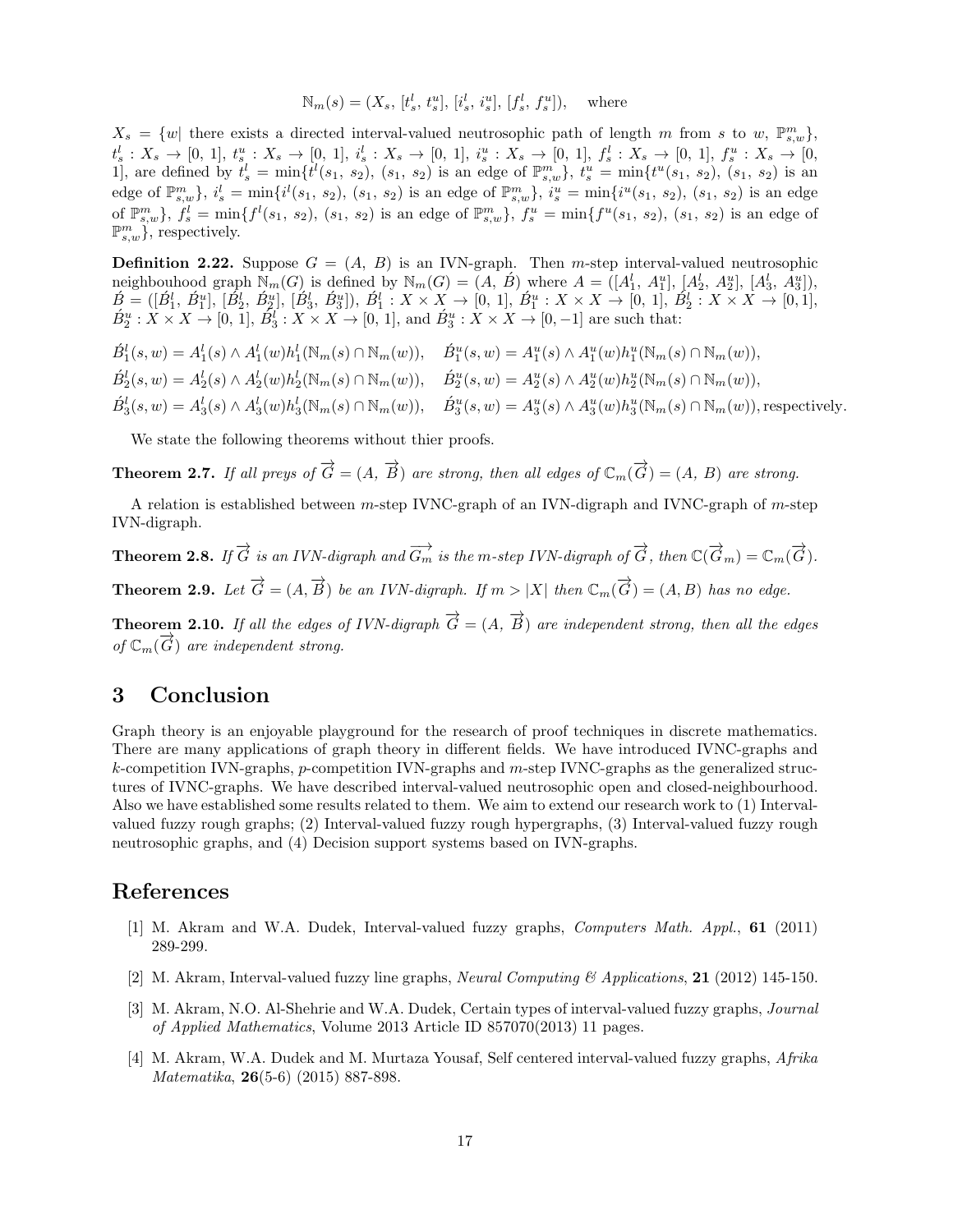$$\mathbb{N}_m(s) = (X_s,\ [t^l_s,\ t^u_s],\ [i^l_s,\ i^u_s],\ [f^l_s,\ f^u_s]),\quad \text{where}$$

$X_s = \{w|$ there exists a directed interval-valued neutrosophic path of length $m$ from $s$ to $w$, $\mathbb{P}^m_{s,w}\}$, $t^l_s : X_s \to [0,\ 1]$, $t^u_s : X_s \to [0,\ 1]$, $i^l_s : X_s \to [0,\ 1]$, $i^u_s : X_s \to [0,\ 1]$, $f^l_s : X_s \to [0,\ 1]$, $f^u_s : X_s \to [0,\ 1]$, are defined by $t^l_s = \min\{t^l(s_1,\ s_2),\ (s_1,\ s_2)$ is an edge of $\mathbb{P}^m_{s,w}\}$, $t^u_s = \min\{t^u(s_1,\ s_2),\ (s_1,\ s_2)$ is an edge of $\mathbb{P}^m_{s,w}\}$, $i^l_s = \min\{i^l(s_1,\ s_2),\ (s_1,\ s_2)$ is an edge of $\mathbb{P}^m_{s,w}\}$, $i^u_s = \min\{i^u(s_1,\ s_2),\ (s_1,\ s_2)$ is an edge of $\mathbb{P}^m_{s,w}\}$, $f^l_s = \min\{f^l(s_1,\ s_2),\ (s_1,\ s_2)$ is an edge of $\mathbb{P}^m_{s,w}\}$, $f^u_s = \min\{f^u(s_1,\ s_2),\ (s_1,\ s_2)$ is an edge of $\mathbb{P}^m_{s,w}\}$, respectively.

**Definition 2.22.** Suppose $G = (A,\ B)$ is an IVN-graph. Then $m$-step interval-valued neutrosophic neighbouhood graph $\mathbb{N}_m(G)$ is defined by $\mathbb{N}_m(G) = (A,\ \acute{B})$ where $A = ([A^l_1,\ A^u_1],\ [A^l_2,\ A^u_2],\ [A^l_3,\ A^u_3])$, $\acute{B} = ([\acute{B}^l_1,\ \acute{B}^u_1],\ [\acute{B}^l_2,\ \acute{B}^u_2],\ [\acute{B}^l_3,\ \acute{B}^u_3])$, $\acute{B}^l_1 : X \times X \to [0,\ 1]$, $\acute{B}^u_1 : X \times X \to [0,\ 1]$, $\acute{B}^l_2 : X \times X \to [0, 1]$, $\acute{B}^u_2 : X \times X \to [0,\ 1]$, $\acute{B}^l_3 : X \times X \to [0,\ 1]$, and $\acute{B}^u_3 : X \times X \to [0, -1]$ are such that:

$$\acute{B}^l_1(s,w) = A^l_1(s) \wedge A^l_1(w)h^l_1(\mathbb{N}_m(s) \cap \mathbb{N}_m(w)),\quad \acute{B}^u_1(s,w) = A^u_1(s) \wedge A^u_1(w)h^u_1(\mathbb{N}_m(s) \cap \mathbb{N}_m(w)),$$

$$\acute{B}^l_2(s,w) = A^l_2(s) \wedge A^l_2(w)h^l_2(\mathbb{N}_m(s) \cap \mathbb{N}_m(w)),\quad \acute{B}^u_2(s,w) = A^u_2(s) \wedge A^u_2(w)h^u_2(\mathbb{N}_m(s) \cap \mathbb{N}_m(w)),$$

$$\acute{B}^l_3(s,w) = A^l_3(s) \wedge A^l_3(w)h^l_3(\mathbb{N}_m(s) \cap \mathbb{N}_m(w)),\quad \acute{B}^u_3(s,w) = A^u_3(s) \wedge A^u_3(w)h^u_3(\mathbb{N}_m(s) \cap \mathbb{N}_m(w)), \text{respectively.}$$

We state the following theorems without thier proofs.

**Theorem 2.7.** *If all preys of $\overrightarrow{G} = (A,\ \overrightarrow{B})$ are strong, then all edges of $\mathbb{C}_m(\overrightarrow{G}) = (A,\ B)$ are strong.*

A relation is established between $m$-step IVNC-graph of an IVN-digraph and IVNC-graph of $m$-step IVN-digraph.

**Theorem 2.8.** *If $\overrightarrow{G}$ is an IVN-digraph and $\overrightarrow{G_m}$ is the $m$-step IVN-digraph of $\overrightarrow{G}$, then $\mathbb{C}(\overrightarrow{G}_m) = \mathbb{C}_m(\overrightarrow{G})$.*

**Theorem 2.9.** *Let $\overrightarrow{G} = (A, \overrightarrow{B})$ be an IVN-digraph. If $m > |X|$ then $\mathbb{C}_m(\overrightarrow{G}) = (A, B)$ has no edge.*

**Theorem 2.10.** *If all the edges of IVN-digraph $\overrightarrow{G} = (A,\ \overrightarrow{B})$ are independent strong, then all the edges of $\mathbb{C}_m(\overrightarrow{G})$ are independent strong.*

## 3 Conclusion

Graph theory is an enjoyable playground for the research of proof techniques in discrete mathematics. There are many applications of graph theory in different fields. We have introduced IVNC-graphs and $k$-competition IVN-graphs, $p$-competition IVN-graphs and $m$-step IVNC-graphs as the generalized structures of IVNC-graphs. We have described interval-valued neutrosophic open and closed-neighbourhood. Also we have established some results related to them. We aim to extend our research work to (1) Interval-valued fuzzy rough graphs; (2) Interval-valued fuzzy rough hypergraphs, (3) Interval-valued fuzzy rough neutrosophic graphs, and (4) Decision support systems based on IVN-graphs.

## References

[1] M. Akram and W.A. Dudek, Interval-valued fuzzy graphs, *Computers Math. Appl.*, **61** (2011) 289-299.

[2] M. Akram, Interval-valued fuzzy line graphs, *Neural Computing & Applications*, **21** (2012) 145-150.

[3] M. Akram, N.O. Al-Shehrie and W.A. Dudek, Certain types of interval-valued fuzzy graphs, *Journal of Applied Mathematics*, Volume 2013 Article ID 857070(2013) 11 pages.

[4] M. Akram, W.A. Dudek and M. Murtaza Yousaf, Self centered interval-valued fuzzy graphs, *Afrika Matematika*, **26**(5-6) (2015) 887-898.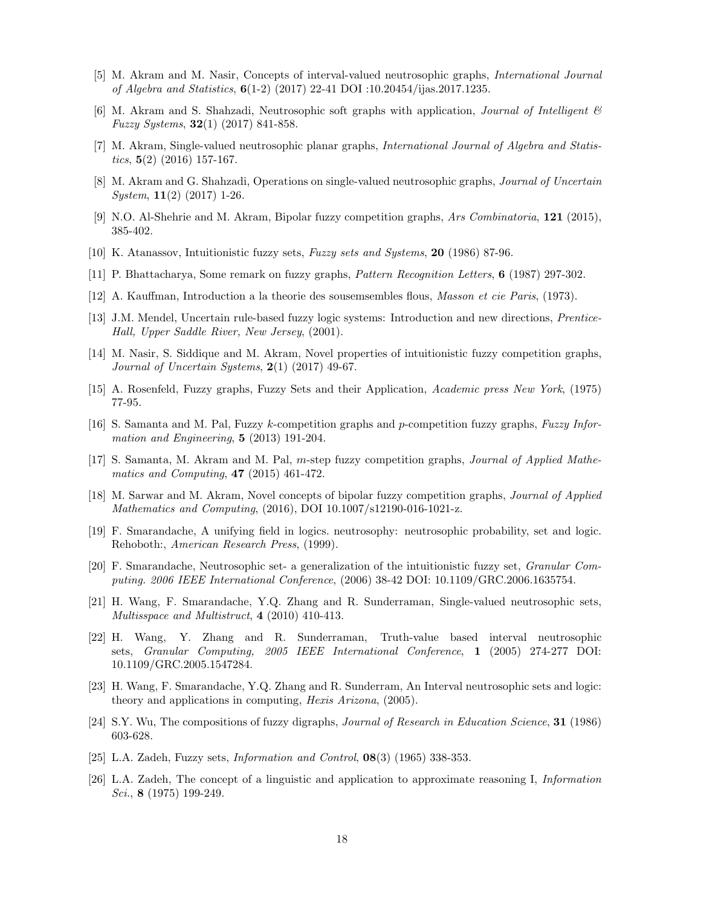[5] M. Akram and M. Nasir, Concepts of interval-valued neutrosophic graphs, *International Journal of Algebra and Statistics*, **6**(1-2) (2017) 22-41 DOI :10.20454/ijas.2017.1235.

[6] M. Akram and S. Shahzadi, Neutrosophic soft graphs with application, *Journal of Intelligent & Fuzzy Systems*, **32**(1) (2017) 841-858.

[7] M. Akram, Single-valued neutrosophic planar graphs, *International Journal of Algebra and Statistics*, **5**(2) (2016) 157-167.

[8] M. Akram and G. Shahzadi, Operations on single-valued neutrosophic graphs, *Journal of Uncertain System*, **11**(2) (2017) 1-26.

[9] N.O. Al-Shehrie and M. Akram, Bipolar fuzzy competition graphs, *Ars Combinatoria*, **121** (2015), 385-402.

[10] K. Atanassov, Intuitionistic fuzzy sets, *Fuzzy sets and Systems*, **20** (1986) 87-96.

[11] P. Bhattacharya, Some remark on fuzzy graphs, *Pattern Recognition Letters*, **6** (1987) 297-302.

[12] A. Kauffman, Introduction a la theorie des sousemsembles flous, *Masson et cie Paris*, (1973).

[13] J.M. Mendel, Uncertain rule-based fuzzy logic systems: Introduction and new directions, *Prentice-Hall, Upper Saddle River, New Jersey*, (2001).

[14] M. Nasir, S. Siddique and M. Akram, Novel properties of intuitionistic fuzzy competition graphs, *Journal of Uncertain Systems*, **2**(1) (2017) 49-67.

[15] A. Rosenfeld, Fuzzy graphs, Fuzzy Sets and their Application, *Academic press New York*, (1975) 77-95.

[16] S. Samanta and M. Pal, Fuzzy $k$-competition graphs and $p$-competition fuzzy graphs, *Fuzzy Information and Engineering*, **5** (2013) 191-204.

[17] S. Samanta, M. Akram and M. Pal, $m$-step fuzzy competition graphs, *Journal of Applied Mathematics and Computing*, **47** (2015) 461-472.

[18] M. Sarwar and M. Akram, Novel concepts of bipolar fuzzy competition graphs, *Journal of Applied Mathematics and Computing*, (2016), DOI 10.1007/s12190-016-1021-z.

[19] F. Smarandache, A unifying field in logics. neutrosophy: neutrosophic probability, set and logic. Rehoboth:, *American Research Press*, (1999).

[20] F. Smarandache, Neutrosophic set- a generalization of the intuitionistic fuzzy set, *Granular Computing. 2006 IEEE International Conference*, (2006) 38-42 DOI: 10.1109/GRC.2006.1635754.

[21] H. Wang, F. Smarandache, Y.Q. Zhang and R. Sunderraman, Single-valued neutrosophic sets, *Multisspace and Multistruct*, **4** (2010) 410-413.

[22] H. Wang, Y. Zhang and R. Sunderraman, Truth-value based interval neutrosophic sets, *Granular Computing, 2005 IEEE International Conference*, **1** (2005) 274-277 DOI: 10.1109/GRC.2005.1547284.

[23] H. Wang, F. Smarandache, Y.Q. Zhang and R. Sunderram, An Interval neutrosophic sets and logic: theory and applications in computing, *Hexis Arizona*, (2005).

[24] S.Y. Wu, The compositions of fuzzy digraphs, *Journal of Research in Education Science*, **31** (1986) 603-628.

[25] L.A. Zadeh, Fuzzy sets, *Information and Control*, **08**(3) (1965) 338-353.

[26] L.A. Zadeh, The concept of a linguistic and application to approximate reasoning I, *Information Sci.*, **8** (1975) 199-249.